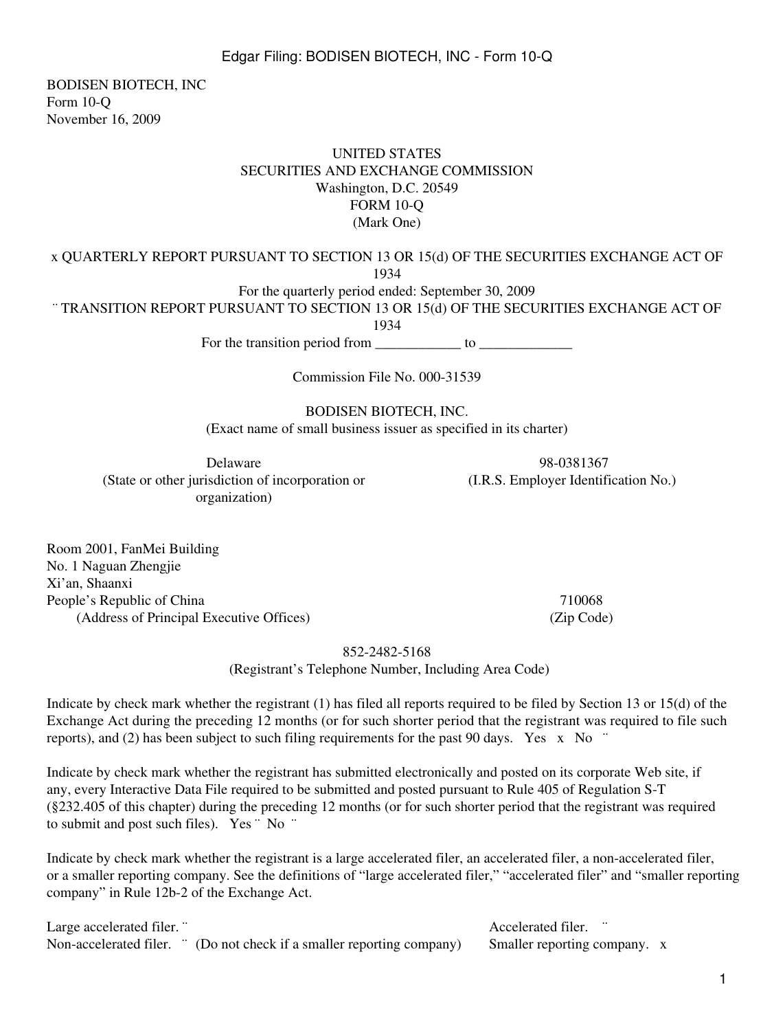BODISEN BIOTECH, INC
Form 10-Q
November 16, 2009

UNITED STATES
SECURITIES AND EXCHANGE COMMISSION
Washington, D.C. 20549
FORM 10-Q
(Mark One)

x QUARTERLY REPORT PURSUANT TO SECTION 13 OR 15(d) OF THE SECURITIES EXCHANGE ACT OF 1934

For the quarterly period ended: September 30, 2009

¨ TRANSITION REPORT PURSUANT TO SECTION 13 OR 15(d) OF THE SECURITIES EXCHANGE ACT OF 1934

For the transition period from ____________ to _____________

Commission File No. 000-31539

BODISEN BIOTECH, INC.
(Exact name of small business issuer as specified in its charter)

| Delaware | 98-0381367 |
|---|---|
| (State or other jurisdiction of incorporation or organization) | (I.R.S. Employer Identification No.) |

| Room 2001, FanMei Building<br>No. 1 Naguan Zhengjie<br>Xi'an, Shaanxi<br>People's Republic of China | 710068 |
|---|---|
| (Address of Principal Executive Offices) | (Zip Code) |

852-2482-5168
(Registrant's Telephone Number, Including Area Code)

Indicate by check mark whether the registrant (1) has filed all reports required to be filed by Section 13 or 15(d) of the Exchange Act during the preceding 12 months (or for such shorter period that the registrant was required to file such reports), and (2) has been subject to such filing requirements for the past 90 days. Yes x No ¨

Indicate by check mark whether the registrant has submitted electronically and posted on its corporate Web site, if any, every Interactive Data File required to be submitted and posted pursuant to Rule 405 of Regulation S-T (§232.405 of this chapter) during the preceding 12 months (or for such shorter period that the registrant was required to submit and post such files). Yes ¨ No ¨

Indicate by check mark whether the registrant is a large accelerated filer, an accelerated filer, a non-accelerated filer, or a smaller reporting company. See the definitions of "large accelerated filer," "accelerated filer" and "smaller reporting company" in Rule 12b-2 of the Exchange Act.

| | |
|---|---|
| Large accelerated filer. ¨ | Accelerated filer. ¨ |
| Non-accelerated filer. ¨ (Do not check if a smaller reporting company) | Smaller reporting company. x |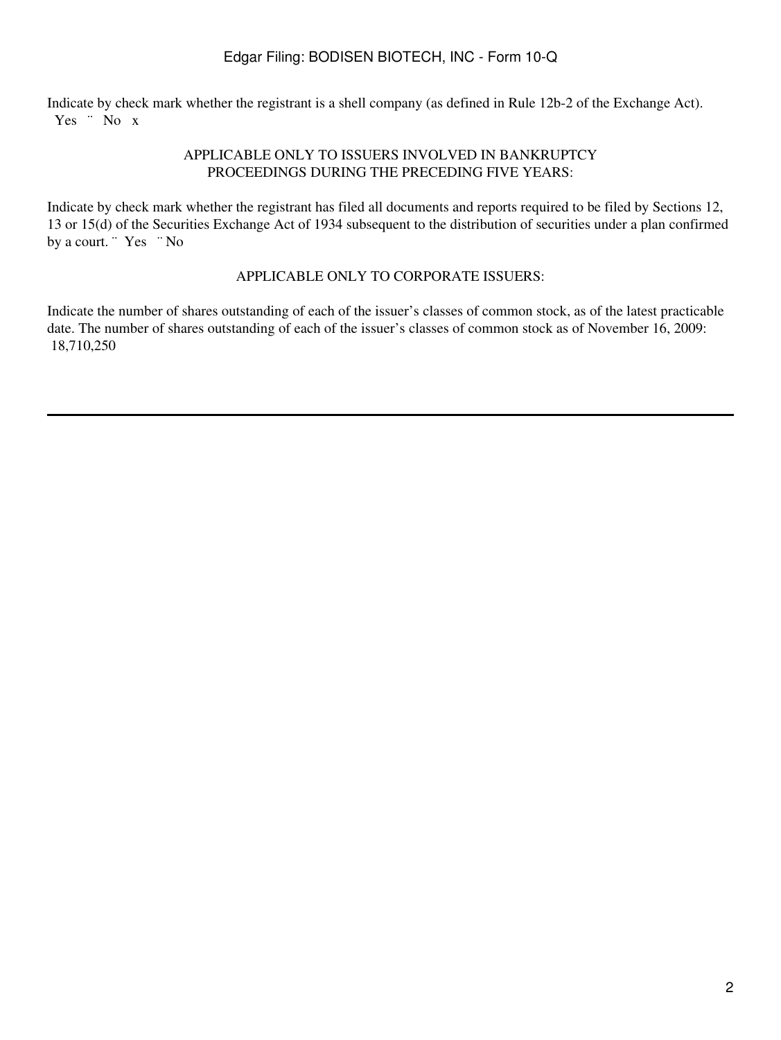Indicate by check mark whether the registrant is a shell company (as defined in Rule 12b-2 of the Exchange Act). Yes ¨ No x

APPLICABLE ONLY TO ISSUERS INVOLVED IN BANKRUPTCY
PROCEEDINGS DURING THE PRECEDING FIVE YEARS:

Indicate by check mark whether the registrant has filed all documents and reports required to be filed by Sections 12, 13 or 15(d) of the Securities Exchange Act of 1934 subsequent to the distribution of securities under a plan confirmed by a court. ¨ Yes ¨ No

APPLICABLE ONLY TO CORPORATE ISSUERS:

Indicate the number of shares outstanding of each of the issuer's classes of common stock, as of the latest practicable date. The number of shares outstanding of each of the issuer's classes of common stock as of November 16, 2009: 18,710,250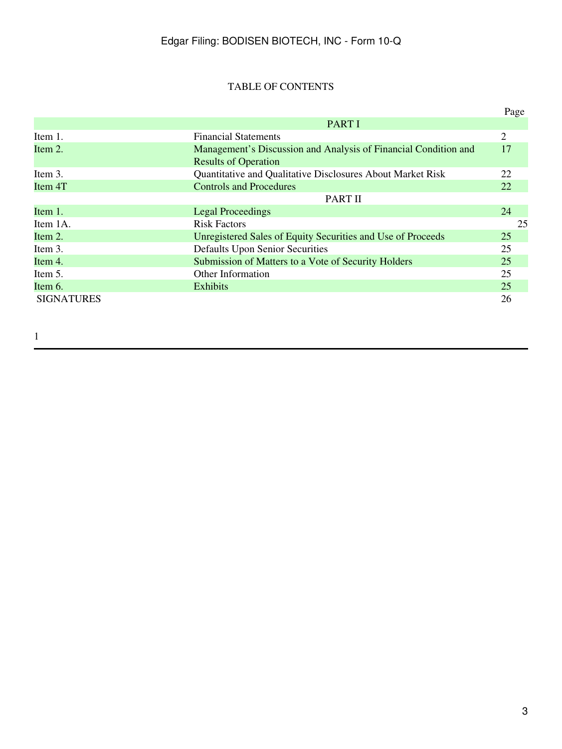TABLE OF CONTENTS

| | | Page |
|---|---|---|
| | PART I | |
| Item 1. | Financial Statements | 2 |
| Item 2. | Management's Discussion and Analysis of Financial Condition and Results of Operation | 17 |
| Item 3. | Quantitative and Qualitative Disclosures About Market Risk | 22 |
| Item 4T | Controls and Procedures | 22 |
| | PART II | |
| Item 1. | Legal Proceedings | 24 |
| Item 1A. | Risk Factors | 25 |
| Item 2. | Unregistered Sales of Equity Securities and Use of Proceeds | 25 |
| Item 3. | Defaults Upon Senior Securities | 25 |
| Item 4. | Submission of Matters to a Vote of Security Holders | 25 |
| Item 5. | Other Information | 25 |
| Item 6. | Exhibits | 25 |
| SIGNATURES | | 26 |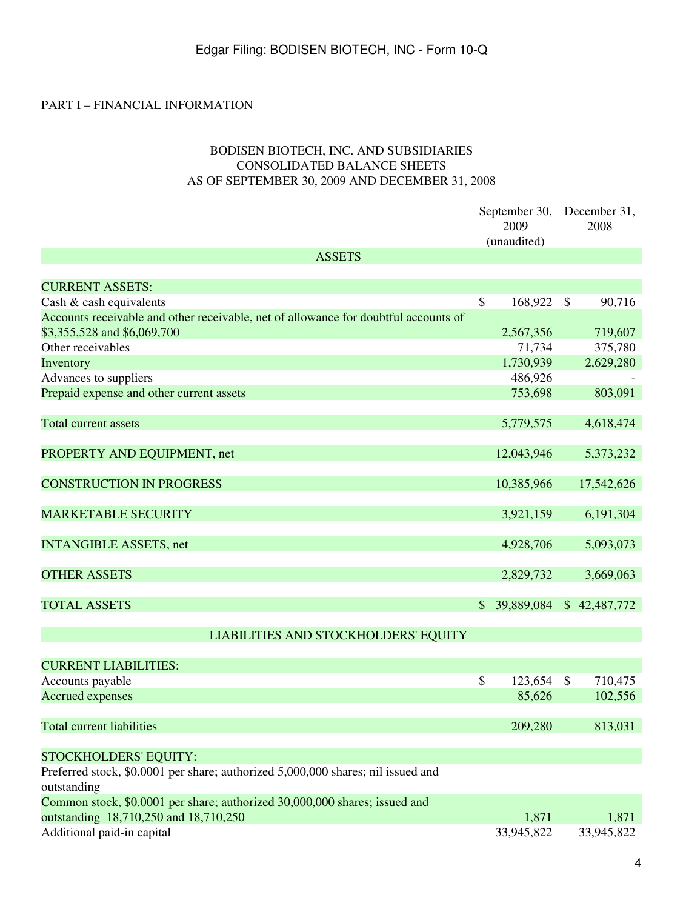PART I – FINANCIAL INFORMATION

## BODISEN BIOTECH, INC. AND SUBSIDIARIES
## CONSOLIDATED BALANCE SHEETS
## AS OF SEPTEMBER 30, 2009 AND DECEMBER 31, 2008

| | September 30, 2009 (unaudited) | December 31, 2008 |
|---|---|---|
| **ASSETS** | | |
| CURRENT ASSETS: | | |
| Cash & cash equivalents | $ 168,922 | $ 90,716 |
| Accounts receivable and other receivable, net of allowance for doubtful accounts of $3,355,528 and $6,069,700 | 2,567,356 | 719,607 |
| Other receivables | 71,734 | 375,780 |
| Inventory | 1,730,939 | 2,629,280 |
| Advances to suppliers | 486,926 | - |
| Prepaid expense and other current assets | 753,698 | 803,091 |
| Total current assets | 5,779,575 | 4,618,474 |
| PROPERTY AND EQUIPMENT, net | 12,043,946 | 5,373,232 |
| CONSTRUCTION IN PROGRESS | 10,385,966 | 17,542,626 |
| MARKETABLE SECURITY | 3,921,159 | 6,191,304 |
| INTANGIBLE ASSETS, net | 4,928,706 | 5,093,073 |
| OTHER ASSETS | 2,829,732 | 3,669,063 |
| TOTAL ASSETS | $ 39,889,084 | $ 42,487,772 |
| **LIABILITIES AND STOCKHOLDERS' EQUITY** | | |
| CURRENT LIABILITIES: | | |
| Accounts payable | $ 123,654 | $ 710,475 |
| Accrued expenses | 85,626 | 102,556 |
| Total current liabilities | 209,280 | 813,031 |
| STOCKHOLDERS' EQUITY: | | |
| Preferred stock, $0.0001 per share; authorized 5,000,000 shares; nil issued and outstanding | | |
| Common stock, $0.0001 per share; authorized 30,000,000 shares; issued and outstanding 18,710,250 and 18,710,250 | 1,871 | 1,871 |
| Additional paid-in capital | 33,945,822 | 33,945,822 |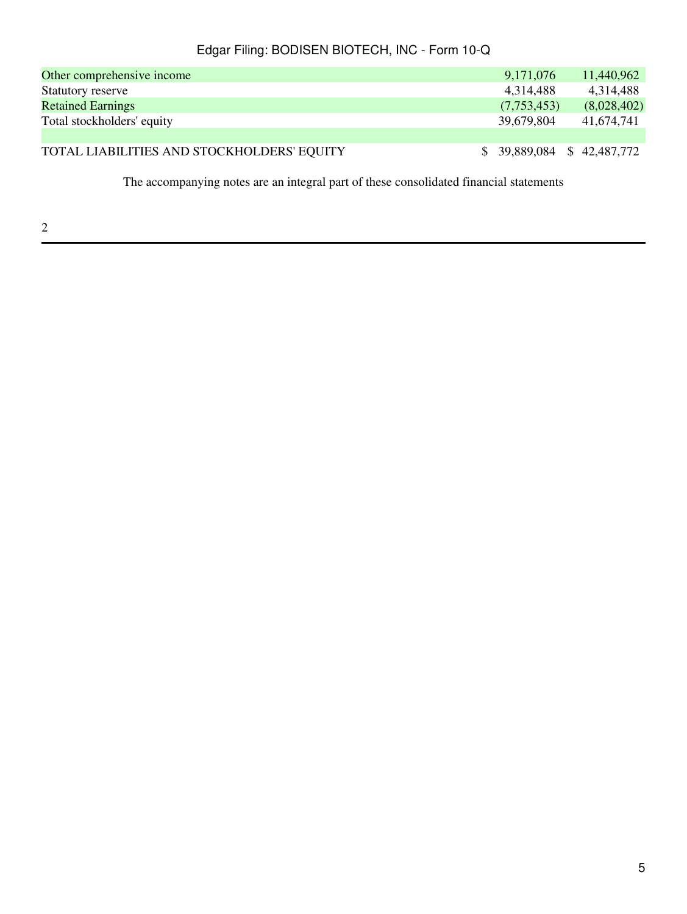| | | |
|---|---|---|
| Other comprehensive income | 9,171,076 | 11,440,962 |
| Statutory reserve | 4,314,488 | 4,314,488 |
| Retained Earnings | (7,753,453) | (8,028,402) |
| Total stockholders' equity | 39,679,804 | 41,674,741 |
| | | |
| TOTAL LIABILITIES AND STOCKHOLDERS' EQUITY | $ 39,889,084 | $ 42,487,772 |

The accompanying notes are an integral part of these consolidated financial statements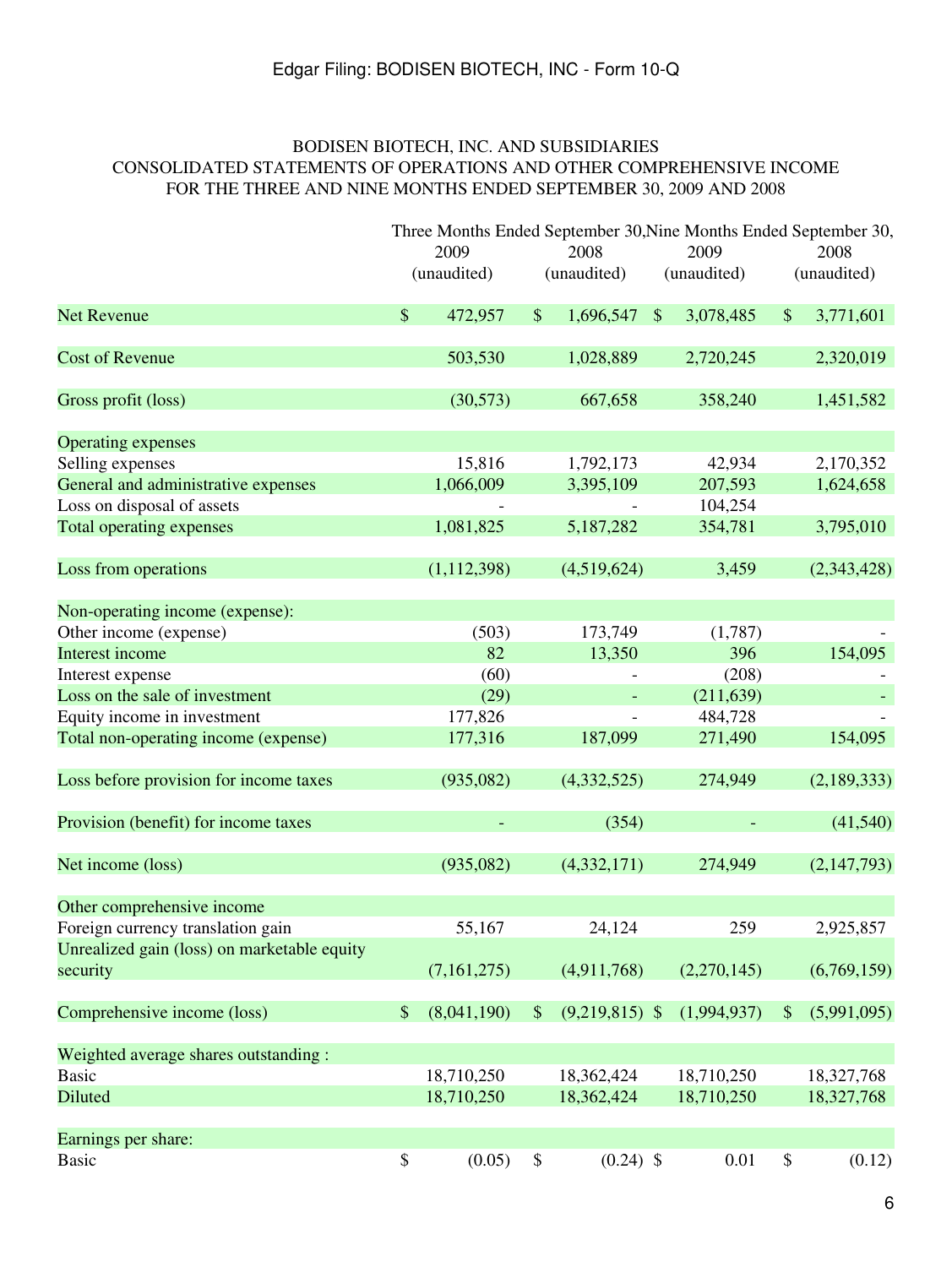BODISEN BIOTECH, INC. AND SUBSIDIARIES
CONSOLIDATED STATEMENTS OF OPERATIONS AND OTHER COMPREHENSIVE INCOME
FOR THE THREE AND NINE MONTHS ENDED SEPTEMBER 30, 2009 AND 2008

| | Three Months Ended September 30, | | Nine Months Ended September 30, | |
|---|---|---|---|---|
| | 2009 (unaudited) | 2008 (unaudited) | 2009 (unaudited) | 2008 (unaudited) |
| Net Revenue | $ 472,957 | $ 1,696,547 | $ 3,078,485 | $ 3,771,601 |
| Cost of Revenue | 503,530 | 1,028,889 | 2,720,245 | 2,320,019 |
| Gross profit (loss) | (30,573) | 667,658 | 358,240 | 1,451,582 |
| Operating expenses | | | | |
| Selling expenses | 15,816 | 1,792,173 | 42,934 | 2,170,352 |
| General and administrative expenses | 1,066,009 | 3,395,109 | 207,593 | 1,624,658 |
| Loss on disposal of assets | - | - | 104,254 | |
| Total operating expenses | 1,081,825 | 5,187,282 | 354,781 | 3,795,010 |
| Loss from operations | (1,112,398) | (4,519,624) | 3,459 | (2,343,428) |
| Non-operating income (expense): | | | | |
| Other income (expense) | (503) | 173,749 | (1,787) | - |
| Interest income | 82 | 13,350 | 396 | 154,095 |
| Interest expense | (60) | - | (208) | - |
| Loss on the sale of investment | (29) | - | (211,639) | - |
| Equity income in investment | 177,826 | - | 484,728 | - |
| Total non-operating income (expense) | 177,316 | 187,099 | 271,490 | 154,095 |
| Loss before provision for income taxes | (935,082) | (4,332,525) | 274,949 | (2,189,333) |
| Provision (benefit) for income taxes | - | (354) | - | (41,540) |
| Net income (loss) | (935,082) | (4,332,171) | 274,949 | (2,147,793) |
| Other comprehensive income | | | | |
| Foreign currency translation gain | 55,167 | 24,124 | 259 | 2,925,857 |
| Unrealized gain (loss) on marketable equity security | (7,161,275) | (4,911,768) | (2,270,145) | (6,769,159) |
| Comprehensive income (loss) | $ (8,041,190) | $ (9,219,815) | $ (1,994,937) | $ (5,991,095) |
| Weighted average shares outstanding : | | | | |
| Basic | 18,710,250 | 18,362,424 | 18,710,250 | 18,327,768 |
| Diluted | 18,710,250 | 18,362,424 | 18,710,250 | 18,327,768 |
| Earnings per share: | | | | |
| Basic | $ (0.05) | $ (0.24) | $ 0.01 | $ (0.12) |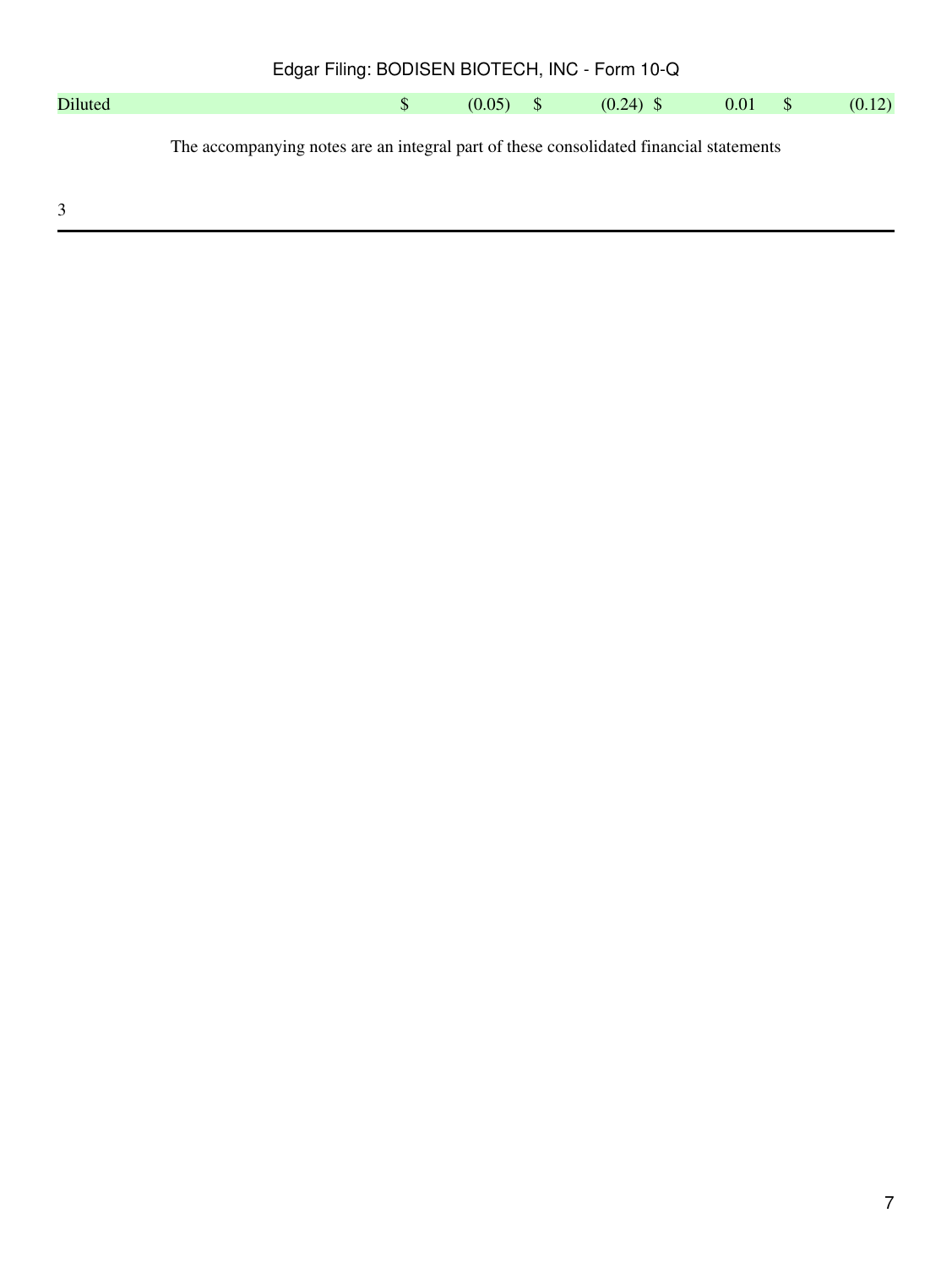| Diluted | $ | (0.05) | $ | (0.24) | $ | 0.01 | $ | (0.12) |
|---|---|---|---|---|---|---|---|---|

The accompanying notes are an integral part of these consolidated financial statements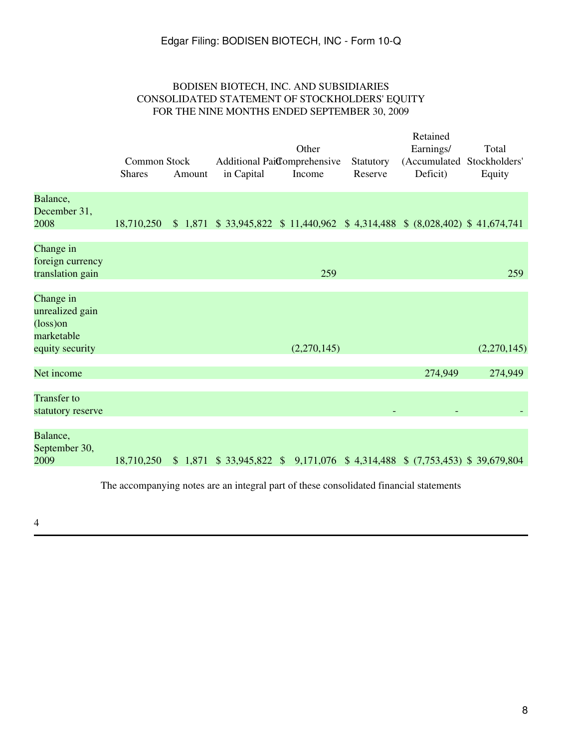BODISEN BIOTECH, INC. AND SUBSIDIARIES
CONSOLIDATED STATEMENT OF STOCKHOLDERS' EQUITY
FOR THE NINE MONTHS ENDED SEPTEMBER 30, 2009

| | Common Stock | | Additional Paid in Capital | Other Comprehensive Income | Statutory Reserve | Retained Earnings/ (Accumulated Deficit) | Total Stockholders' Equity |
|---|---|---|---|---|---|---|---|
| | Shares | Amount | | | | | |
| Balance, December 31, 2008 | 18,710,250 | $ 1,871 | $ 33,945,822 | $ 11,440,962 | $ 4,314,488 | $ (8,028,402) | $ 41,674,741 |
| Change in foreign currency translation gain | | | | 259 | | | 259 |
| Change in unrealized gain (loss)on marketable equity security | | | | (2,270,145) | | | (2,270,145) |
| Net income | | | | | | 274,949 | 274,949 |
| Transfer to statutory reserve | | | | | - | - | - |
| Balance, September 30, 2009 | 18,710,250 | $ 1,871 | $ 33,945,822 | $ 9,171,076 | $ 4,314,488 | $ (7,753,453) | $ 39,679,804 |

The accompanying notes are an integral part of these consolidated financial statements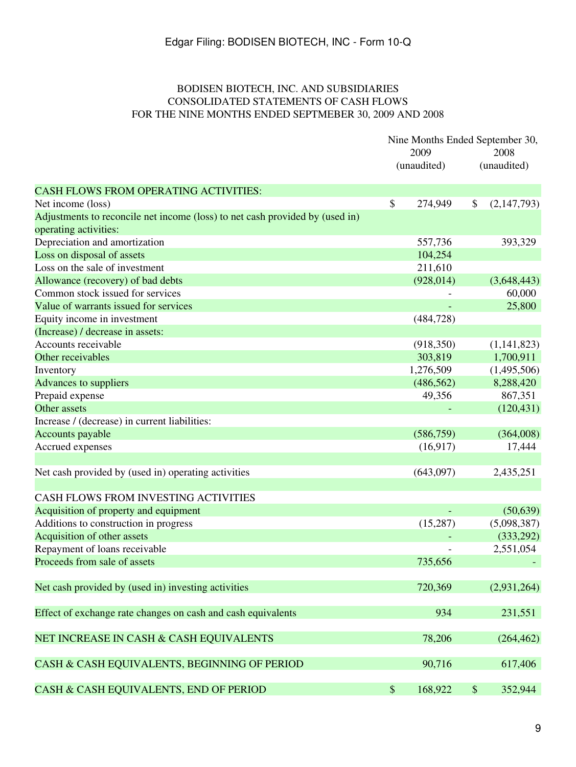BODISEN BIOTECH, INC. AND SUBSIDIARIES
CONSOLIDATED STATEMENTS OF CASH FLOWS
FOR THE NINE MONTHS ENDED SEPTMEBER 30, 2009 AND 2008

| | Nine Months Ended September 30, 2009 (unaudited) | Nine Months Ended September 30, 2008 (unaudited) |
|---|---|---|
| CASH FLOWS FROM OPERATING ACTIVITIES: | | |
| Net income (loss) | $ 274,949 | $ (2,147,793) |
| Adjustments to reconcile net income (loss) to net cash provided by (used in) operating activities: | | |
| Depreciation and amortization | 557,736 | 393,329 |
| Loss on disposal of assets | 104,254 | |
| Loss on the sale of investment | 211,610 | |
| Allowance (recovery) of bad debts | (928,014) | (3,648,443) |
| Common stock issued for services | - | 60,000 |
| Value of warrants issued for services | - | 25,800 |
| Equity income in investment | (484,728) | |
| (Increase) / decrease in assets: | | |
| Accounts receivable | (918,350) | (1,141,823) |
| Other receivables | 303,819 | 1,700,911 |
| Inventory | 1,276,509 | (1,495,506) |
| Advances to suppliers | (486,562) | 8,288,420 |
| Prepaid expense | 49,356 | 867,351 |
| Other assets | - | (120,431) |
| Increase / (decrease) in current liabilities: | | |
| Accounts payable | (586,759) | (364,008) |
| Accrued expenses | (16,917) | 17,444 |
| Net cash provided by (used in) operating activities | (643,097) | 2,435,251 |
| CASH FLOWS FROM INVESTING ACTIVITIES | | |
| Acquisition of property and equipment | - | (50,639) |
| Additions to construction in progress | (15,287) | (5,098,387) |
| Acquisition of other assets | - | (333,292) |
| Repayment of loans receivable | - | 2,551,054 |
| Proceeds from sale of assets | 735,656 | - |
| Net cash provided by (used in) investing activities | 720,369 | (2,931,264) |
| Effect of exchange rate changes on cash and cash equivalents | 934 | 231,551 |
| NET INCREASE IN CASH & CASH EQUIVALENTS | 78,206 | (264,462) |
| CASH & CASH EQUIVALENTS, BEGINNING OF PERIOD | 90,716 | 617,406 |
| CASH & CASH EQUIVALENTS, END OF PERIOD | $ 168,922 | $ 352,944 |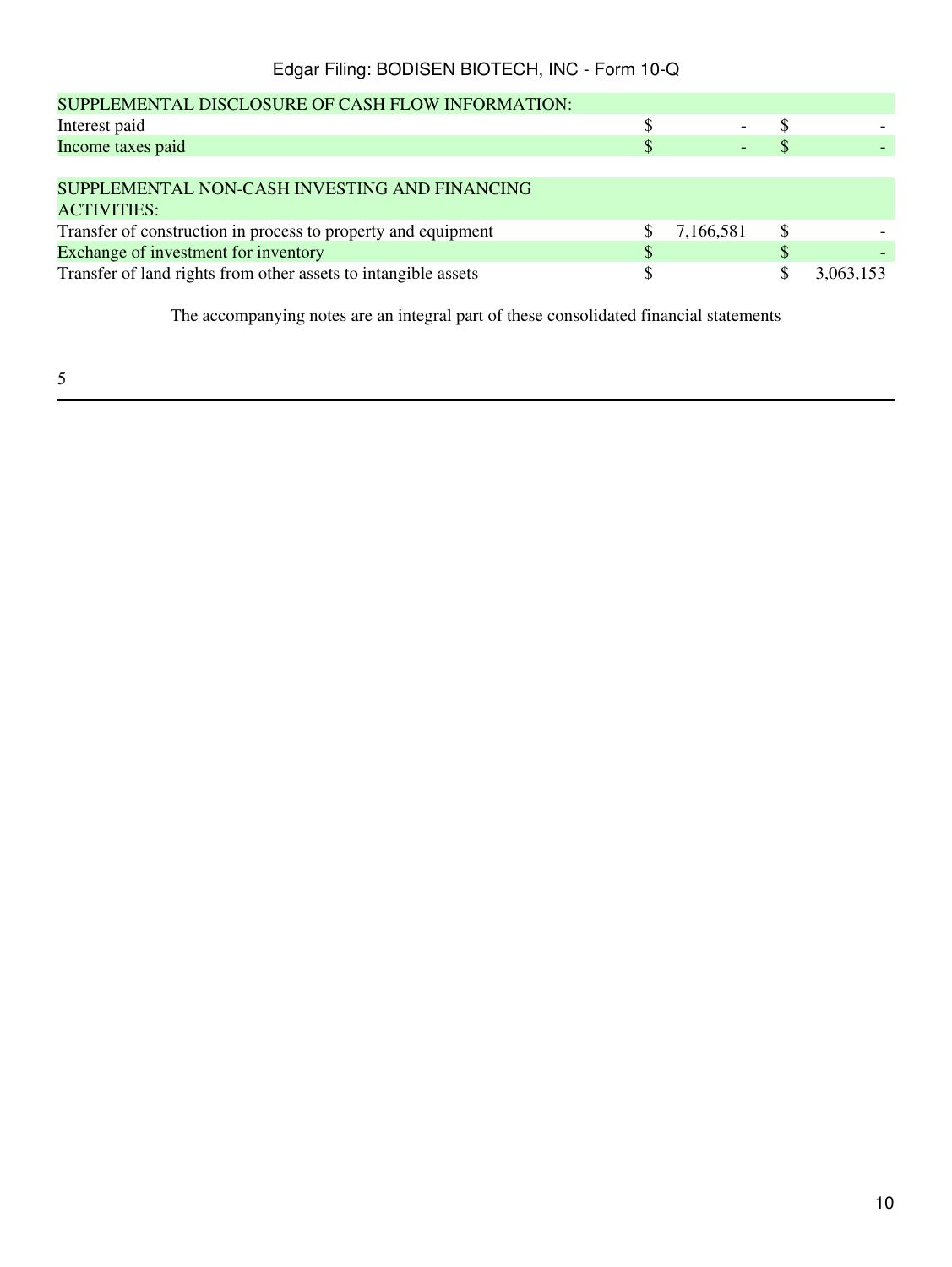| | | | | |
|---|---|---|---|---|
| SUPPLEMENTAL DISCLOSURE OF CASH FLOW INFORMATION: | | | | |
| Interest paid | $ | - | $ | - |
| Income taxes paid | $ | - | $ | - |
| | | | | |
| SUPPLEMENTAL NON-CASH INVESTING AND FINANCING ACTIVITIES: | | | | |
| Transfer of construction in process to property and equipment | $ | 7,166,581 | $ | - |
| Exchange of investment for inventory | $ | | $ | - |
| Transfer of land rights from other assets to intangible assets | $ | | $ | 3,063,153 |

The accompanying notes are an integral part of these consolidated financial statements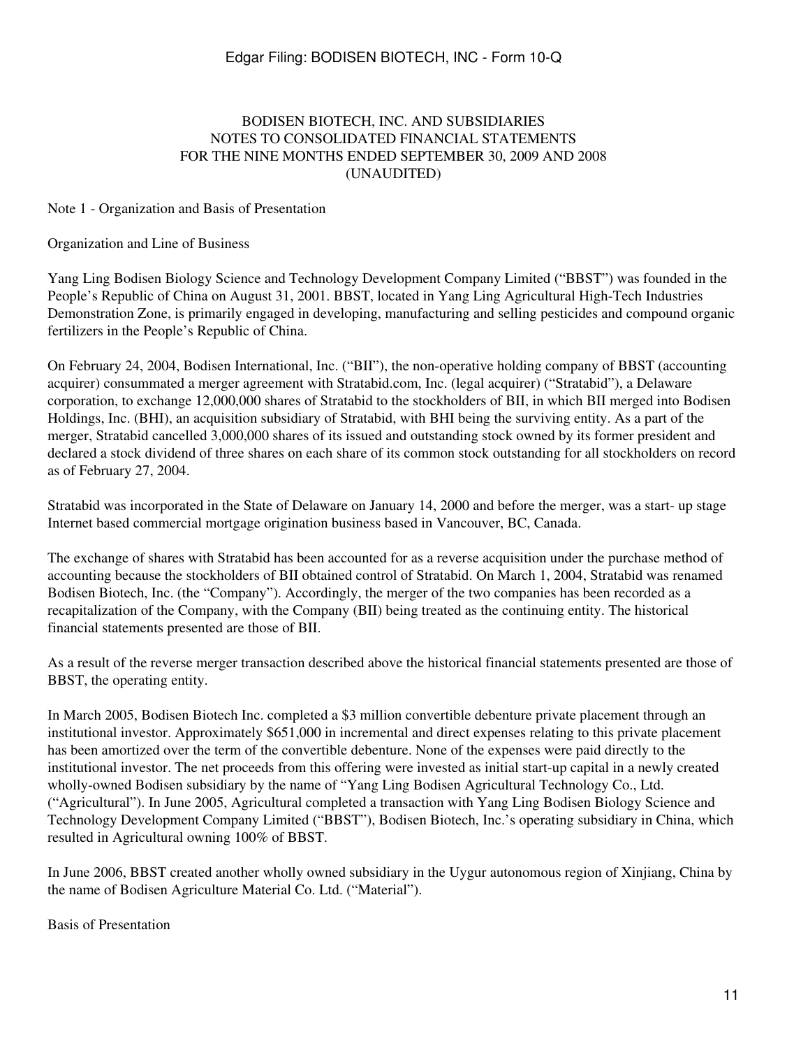# BODISEN BIOTECH, INC. AND SUBSIDIARIES
## NOTES TO CONSOLIDATED FINANCIAL STATEMENTS
## FOR THE NINE MONTHS ENDED SEPTEMBER 30, 2009 AND 2008
## (UNAUDITED)

Note 1 - Organization and Basis of Presentation

Organization and Line of Business

Yang Ling Bodisen Biology Science and Technology Development Company Limited ("BBST") was founded in the People's Republic of China on August 31, 2001. BBST, located in Yang Ling Agricultural High-Tech Industries Demonstration Zone, is primarily engaged in developing, manufacturing and selling pesticides and compound organic fertilizers in the People's Republic of China.

On February 24, 2004, Bodisen International, Inc. ("BII"), the non-operative holding company of BBST (accounting acquirer) consummated a merger agreement with Stratabid.com, Inc. (legal acquirer) ("Stratabid"), a Delaware corporation, to exchange 12,000,000 shares of Stratabid to the stockholders of BII, in which BII merged into Bodisen Holdings, Inc. (BHI), an acquisition subsidiary of Stratabid, with BHI being the surviving entity. As a part of the merger, Stratabid cancelled 3,000,000 shares of its issued and outstanding stock owned by its former president and declared a stock dividend of three shares on each share of its common stock outstanding for all stockholders on record as of February 27, 2004.

Stratabid was incorporated in the State of Delaware on January 14, 2000 and before the merger, was a start- up stage Internet based commercial mortgage origination business based in Vancouver, BC, Canada.

The exchange of shares with Stratabid has been accounted for as a reverse acquisition under the purchase method of accounting because the stockholders of BII obtained control of Stratabid. On March 1, 2004, Stratabid was renamed Bodisen Biotech, Inc. (the "Company"). Accordingly, the merger of the two companies has been recorded as a recapitalization of the Company, with the Company (BII) being treated as the continuing entity. The historical financial statements presented are those of BII.

As a result of the reverse merger transaction described above the historical financial statements presented are those of BBST, the operating entity.

In March 2005, Bodisen Biotech Inc. completed a $3 million convertible debenture private placement through an institutional investor. Approximately $651,000 in incremental and direct expenses relating to this private placement has been amortized over the term of the convertible debenture. None of the expenses were paid directly to the institutional investor. The net proceeds from this offering were invested as initial start-up capital in a newly created wholly-owned Bodisen subsidiary by the name of "Yang Ling Bodisen Agricultural Technology Co., Ltd. ("Agricultural"). In June 2005, Agricultural completed a transaction with Yang Ling Bodisen Biology Science and Technology Development Company Limited ("BBST"), Bodisen Biotech, Inc.'s operating subsidiary in China, which resulted in Agricultural owning 100% of BBST.

In June 2006, BBST created another wholly owned subsidiary in the Uygur autonomous region of Xinjiang, China by the name of Bodisen Agriculture Material Co. Ltd. ("Material").

Basis of Presentation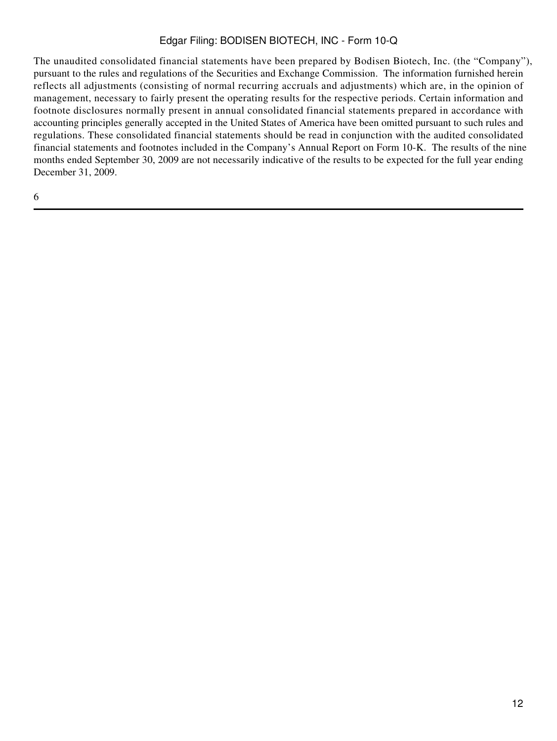The unaudited consolidated financial statements have been prepared by Bodisen Biotech, Inc. (the "Company"), pursuant to the rules and regulations of the Securities and Exchange Commission. The information furnished herein reflects all adjustments (consisting of normal recurring accruals and adjustments) which are, in the opinion of management, necessary to fairly present the operating results for the respective periods. Certain information and footnote disclosures normally present in annual consolidated financial statements prepared in accordance with accounting principles generally accepted in the United States of America have been omitted pursuant to such rules and regulations. These consolidated financial statements should be read in conjunction with the audited consolidated financial statements and footnotes included in the Company's Annual Report on Form 10-K. The results of the nine months ended September 30, 2009 are not necessarily indicative of the results to be expected for the full year ending December 31, 2009.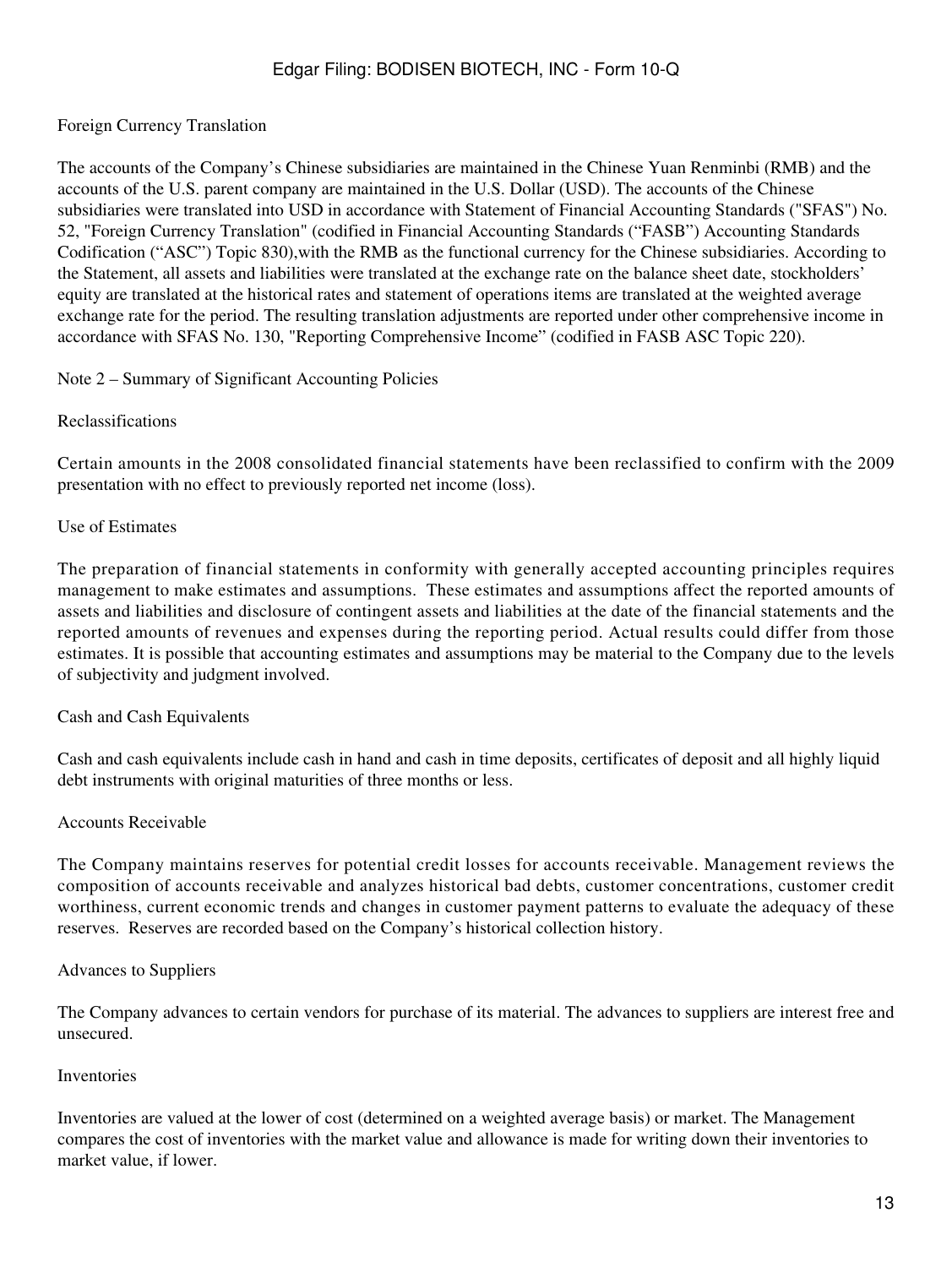Foreign Currency Translation

The accounts of the Company's Chinese subsidiaries are maintained in the Chinese Yuan Renminbi (RMB) and the accounts of the U.S. parent company are maintained in the U.S. Dollar (USD). The accounts of the Chinese subsidiaries were translated into USD in accordance with Statement of Financial Accounting Standards ("SFAS") No. 52, "Foreign Currency Translation" (codified in Financial Accounting Standards ("FASB") Accounting Standards Codification ("ASC") Topic 830),with the RMB as the functional currency for the Chinese subsidiaries. According to the Statement, all assets and liabilities were translated at the exchange rate on the balance sheet date, stockholders' equity are translated at the historical rates and statement of operations items are translated at the weighted average exchange rate for the period. The resulting translation adjustments are reported under other comprehensive income in accordance with SFAS No. 130, "Reporting Comprehensive Income" (codified in FASB ASC Topic 220).

## Note 2 – Summary of Significant Accounting Policies

### Reclassifications

Certain amounts in the 2008 consolidated financial statements have been reclassified to confirm with the 2009 presentation with no effect to previously reported net income (loss).

### Use of Estimates

The preparation of financial statements in conformity with generally accepted accounting principles requires management to make estimates and assumptions. These estimates and assumptions affect the reported amounts of assets and liabilities and disclosure of contingent assets and liabilities at the date of the financial statements and the reported amounts of revenues and expenses during the reporting period. Actual results could differ from those estimates. It is possible that accounting estimates and assumptions may be material to the Company due to the levels of subjectivity and judgment involved.

### Cash and Cash Equivalents

Cash and cash equivalents include cash in hand and cash in time deposits, certificates of deposit and all highly liquid debt instruments with original maturities of three months or less.

### Accounts Receivable

The Company maintains reserves for potential credit losses for accounts receivable. Management reviews the composition of accounts receivable and analyzes historical bad debts, customer concentrations, customer credit worthiness, current economic trends and changes in customer payment patterns to evaluate the adequacy of these reserves. Reserves are recorded based on the Company's historical collection history.

### Advances to Suppliers

The Company advances to certain vendors for purchase of its material. The advances to suppliers are interest free and unsecured.

### Inventories

Inventories are valued at the lower of cost (determined on a weighted average basis) or market. The Management compares the cost of inventories with the market value and allowance is made for writing down their inventories to market value, if lower.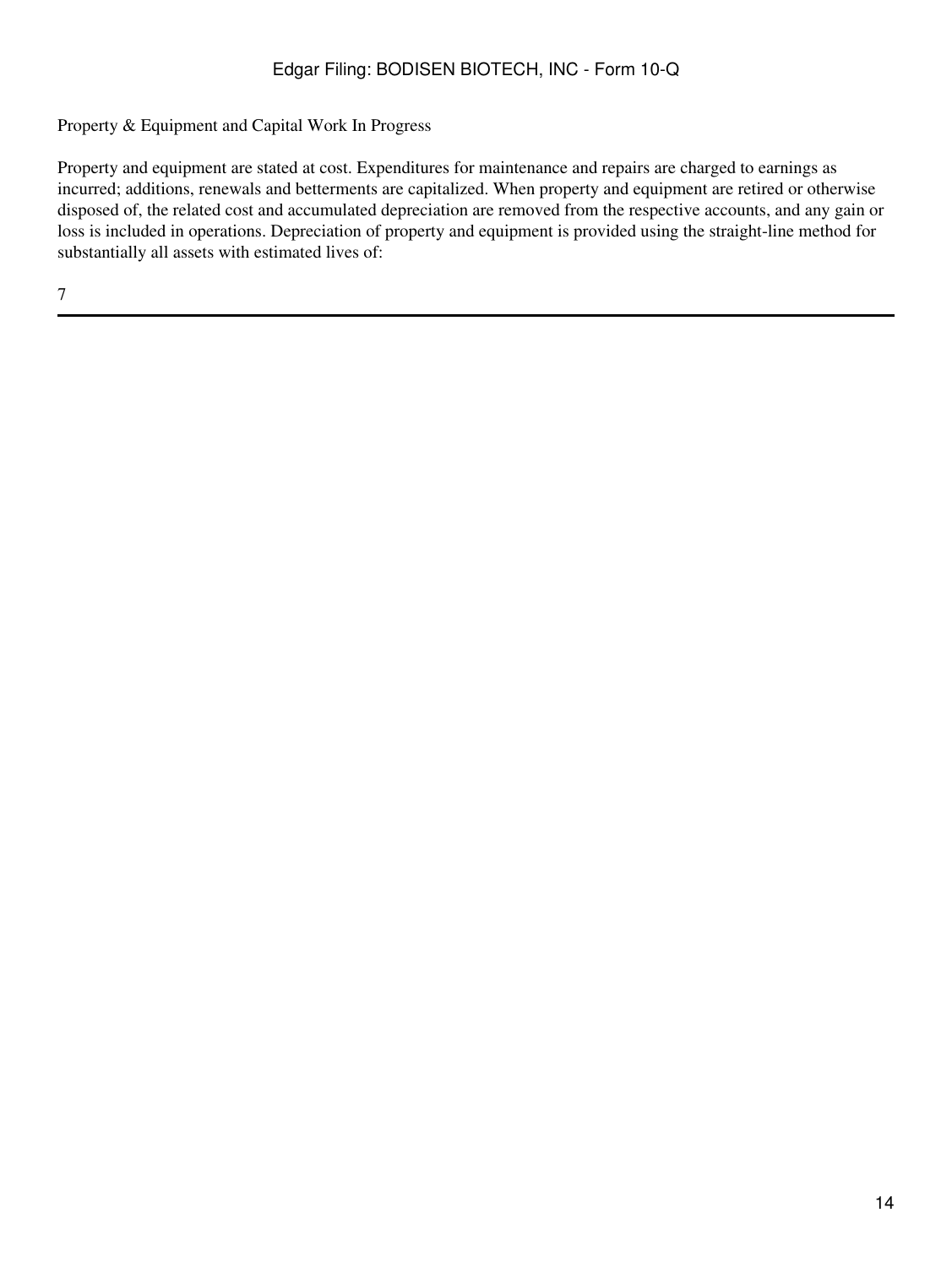Property & Equipment and Capital Work In Progress

Property and equipment are stated at cost. Expenditures for maintenance and repairs are charged to earnings as incurred; additions, renewals and betterments are capitalized. When property and equipment are retired or otherwise disposed of, the related cost and accumulated depreciation are removed from the respective accounts, and any gain or loss is included in operations. Depreciation of property and equipment is provided using the straight-line method for substantially all assets with estimated lives of: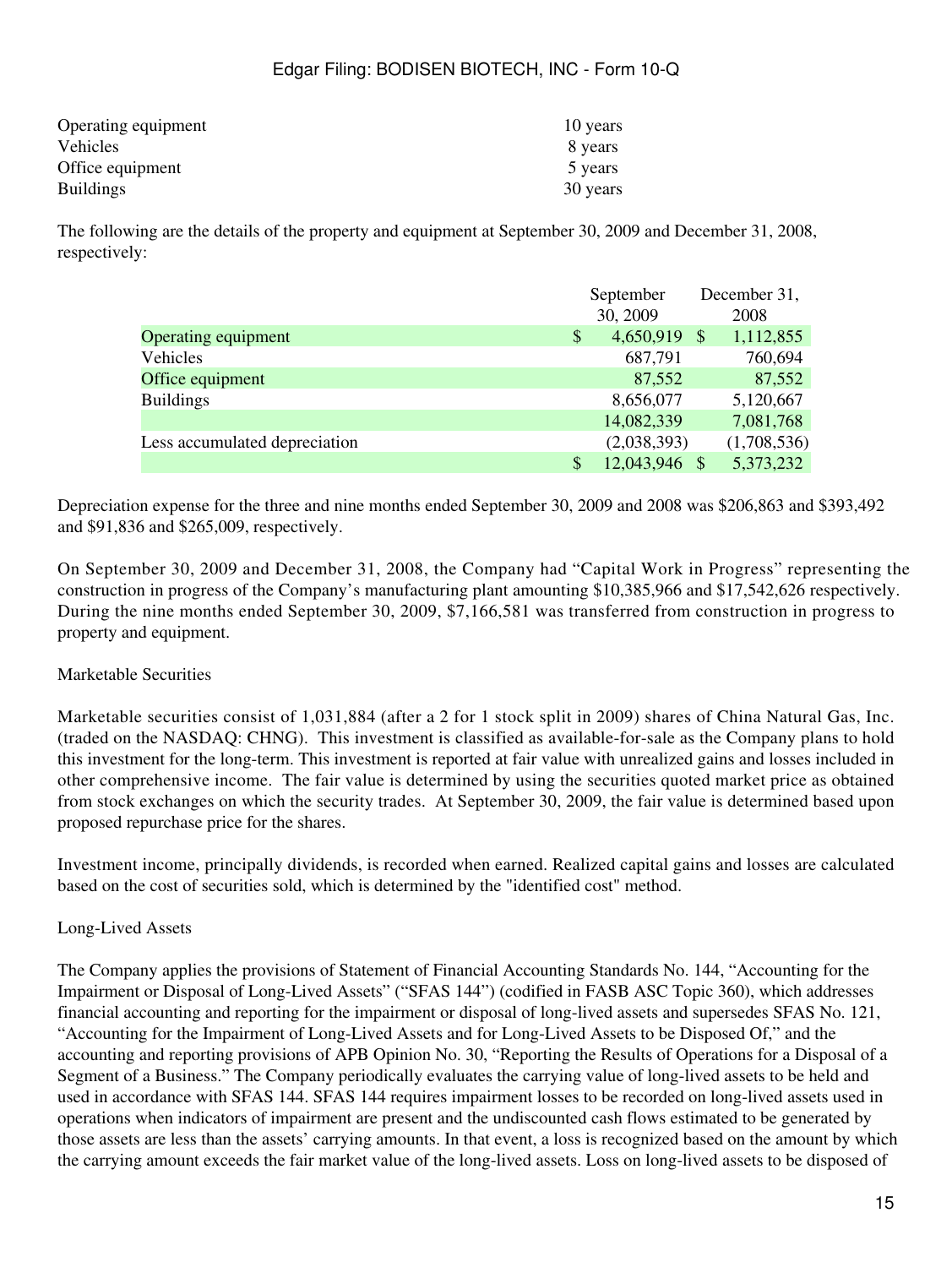| | |
|---|---|
| Operating equipment | 10 years |
| Vehicles | 8 years |
| Office equipment | 5 years |
| Buildings | 30 years |

The following are the details of the property and equipment at September 30, 2009 and December 31, 2008, respectively:

| | September 30, 2009 | December 31, 2008 |
|---|---|---|
| Operating equipment | $ 4,650,919 | $ 1,112,855 |
| Vehicles | 687,791 | 760,694 |
| Office equipment | 87,552 | 87,552 |
| Buildings | 8,656,077 | 5,120,667 |
| | 14,082,339 | 7,081,768 |
| Less accumulated depreciation | (2,038,393) | (1,708,536) |
| | $ 12,043,946 | $ 5,373,232 |

Depreciation expense for the three and nine months ended September 30, 2009 and 2008 was $206,863 and $393,492 and $91,836 and $265,009, respectively.

On September 30, 2009 and December 31, 2008, the Company had "Capital Work in Progress" representing the construction in progress of the Company's manufacturing plant amounting $10,385,966 and $17,542,626 respectively. During the nine months ended September 30, 2009, $7,166,581 was transferred from construction in progress to property and equipment.

Marketable Securities

Marketable securities consist of 1,031,884 (after a 2 for 1 stock split in 2009) shares of China Natural Gas, Inc. (traded on the NASDAQ: CHNG). This investment is classified as available-for-sale as the Company plans to hold this investment for the long-term. This investment is reported at fair value with unrealized gains and losses included in other comprehensive income. The fair value is determined by using the securities quoted market price as obtained from stock exchanges on which the security trades. At September 30, 2009, the fair value is determined based upon proposed repurchase price for the shares.

Investment income, principally dividends, is recorded when earned. Realized capital gains and losses are calculated based on the cost of securities sold, which is determined by the "identified cost" method.

Long-Lived Assets

The Company applies the provisions of Statement of Financial Accounting Standards No. 144, "Accounting for the Impairment or Disposal of Long-Lived Assets" ("SFAS 144") (codified in FASB ASC Topic 360), which addresses financial accounting and reporting for the impairment or disposal of long-lived assets and supersedes SFAS No. 121, "Accounting for the Impairment of Long-Lived Assets and for Long-Lived Assets to be Disposed Of," and the accounting and reporting provisions of APB Opinion No. 30, "Reporting the Results of Operations for a Disposal of a Segment of a Business." The Company periodically evaluates the carrying value of long-lived assets to be held and used in accordance with SFAS 144. SFAS 144 requires impairment losses to be recorded on long-lived assets used in operations when indicators of impairment are present and the undiscounted cash flows estimated to be generated by those assets are less than the assets' carrying amounts. In that event, a loss is recognized based on the amount by which the carrying amount exceeds the fair market value of the long-lived assets. Loss on long-lived assets to be disposed of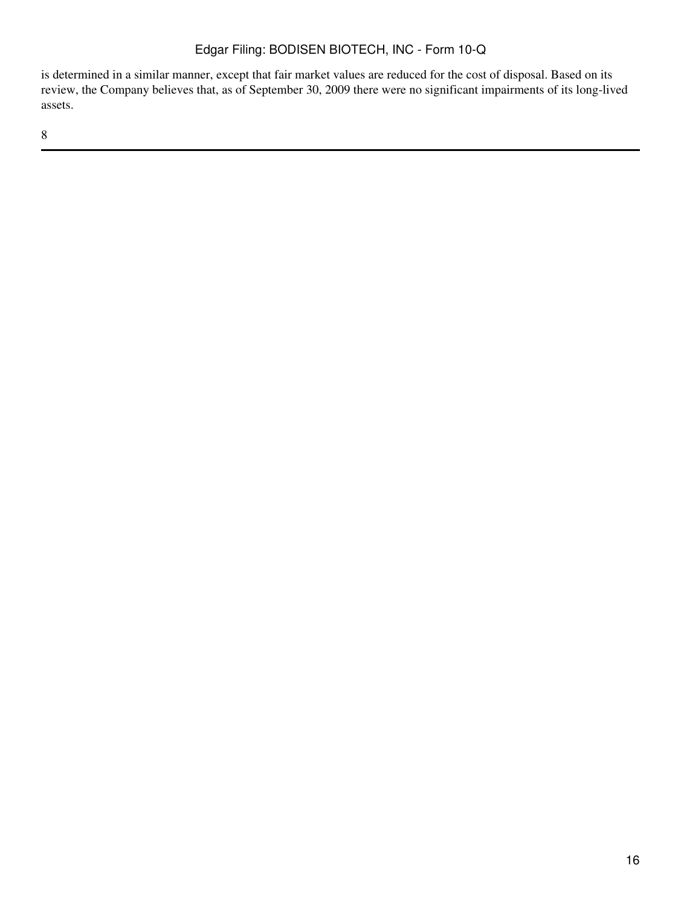is determined in a similar manner, except that fair market values are reduced for the cost of disposal. Based on its review, the Company believes that, as of September 30, 2009 there were no significant impairments of its long-lived assets.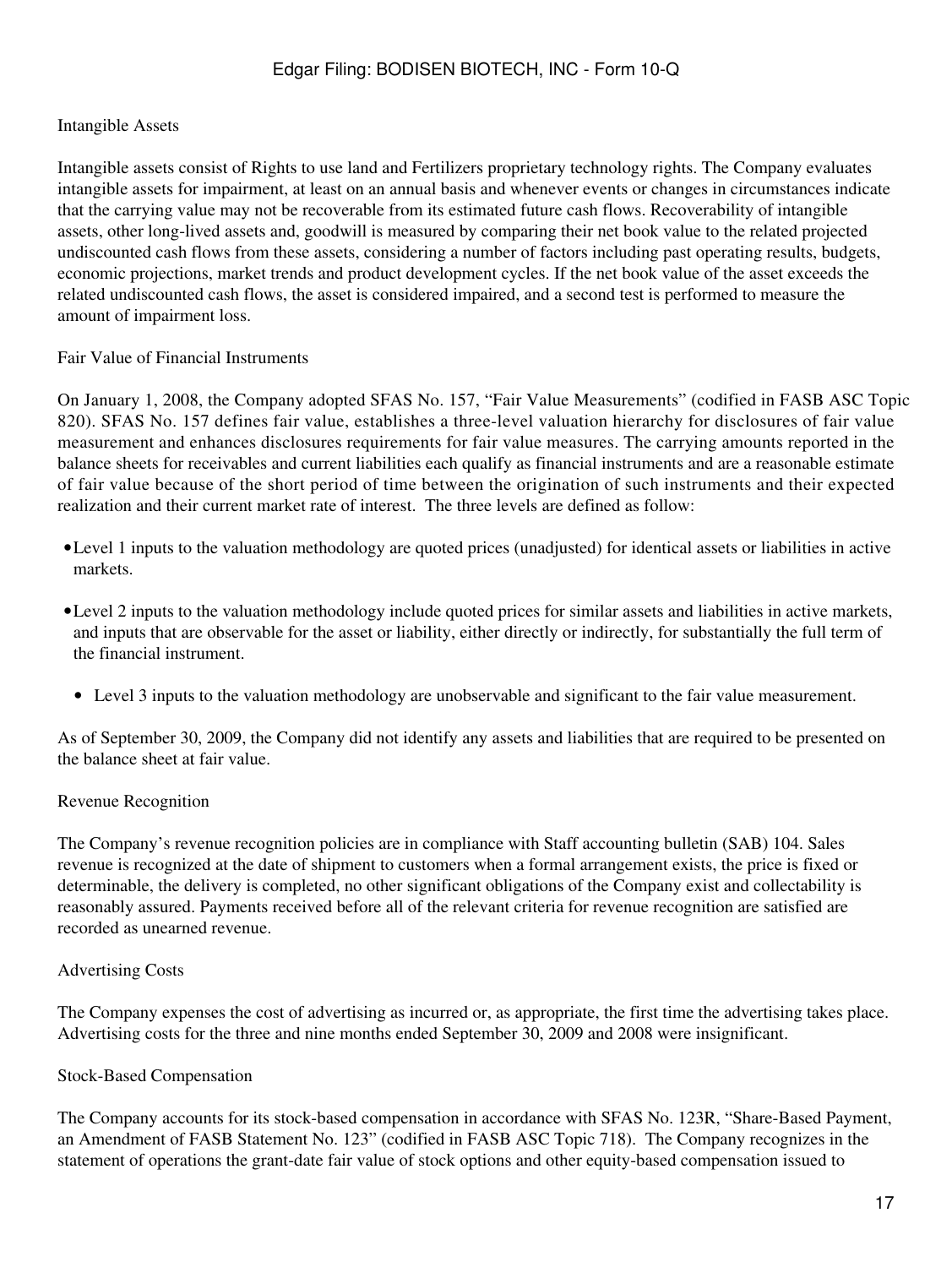Intangible Assets

Intangible assets consist of Rights to use land and Fertilizers proprietary technology rights. The Company evaluates intangible assets for impairment, at least on an annual basis and whenever events or changes in circumstances indicate that the carrying value may not be recoverable from its estimated future cash flows. Recoverability of intangible assets, other long-lived assets and, goodwill is measured by comparing their net book value to the related projected undiscounted cash flows from these assets, considering a number of factors including past operating results, budgets, economic projections, market trends and product development cycles. If the net book value of the asset exceeds the related undiscounted cash flows, the asset is considered impaired, and a second test is performed to measure the amount of impairment loss.

Fair Value of Financial Instruments

On January 1, 2008, the Company adopted SFAS No. 157, "Fair Value Measurements" (codified in FASB ASC Topic 820). SFAS No. 157 defines fair value, establishes a three-level valuation hierarchy for disclosures of fair value measurement and enhances disclosures requirements for fair value measures. The carrying amounts reported in the balance sheets for receivables and current liabilities each qualify as financial instruments and are a reasonable estimate of fair value because of the short period of time between the origination of such instruments and their expected realization and their current market rate of interest. The three levels are defined as follow:

- Level 1 inputs to the valuation methodology are quoted prices (unadjusted) for identical assets or liabilities in active markets.
- Level 2 inputs to the valuation methodology include quoted prices for similar assets and liabilities in active markets, and inputs that are observable for the asset or liability, either directly or indirectly, for substantially the full term of the financial instrument.
- Level 3 inputs to the valuation methodology are unobservable and significant to the fair value measurement.

As of September 30, 2009, the Company did not identify any assets and liabilities that are required to be presented on the balance sheet at fair value.

Revenue Recognition

The Company's revenue recognition policies are in compliance with Staff accounting bulletin (SAB) 104. Sales revenue is recognized at the date of shipment to customers when a formal arrangement exists, the price is fixed or determinable, the delivery is completed, no other significant obligations of the Company exist and collectability is reasonably assured. Payments received before all of the relevant criteria for revenue recognition are satisfied are recorded as unearned revenue.

Advertising Costs

The Company expenses the cost of advertising as incurred or, as appropriate, the first time the advertising takes place. Advertising costs for the three and nine months ended September 30, 2009 and 2008 were insignificant.

Stock-Based Compensation

The Company accounts for its stock-based compensation in accordance with SFAS No. 123R, "Share-Based Payment, an Amendment of FASB Statement No. 123" (codified in FASB ASC Topic 718). The Company recognizes in the statement of operations the grant-date fair value of stock options and other equity-based compensation issued to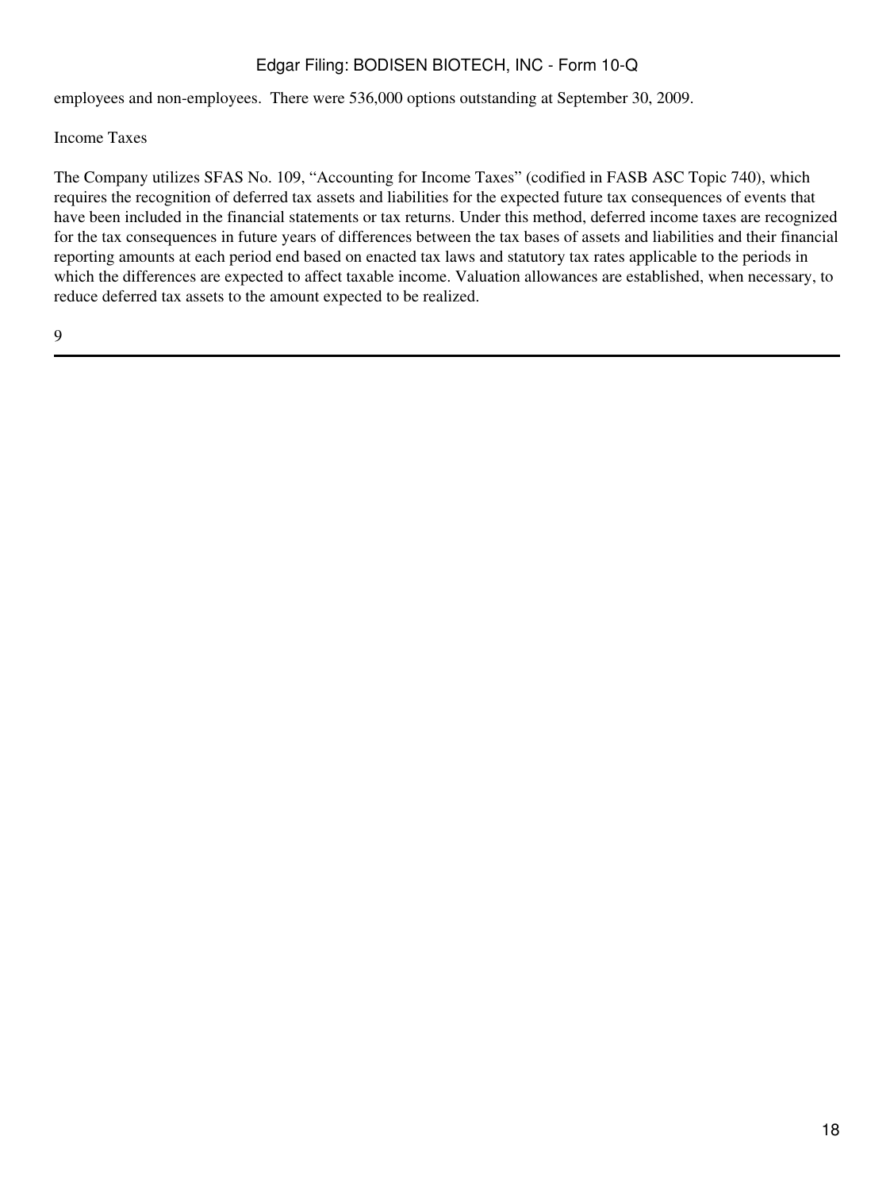employees and non-employees. There were 536,000 options outstanding at September 30, 2009.

Income Taxes

The Company utilizes SFAS No. 109, "Accounting for Income Taxes" (codified in FASB ASC Topic 740), which requires the recognition of deferred tax assets and liabilities for the expected future tax consequences of events that have been included in the financial statements or tax returns. Under this method, deferred income taxes are recognized for the tax consequences in future years of differences between the tax bases of assets and liabilities and their financial reporting amounts at each period end based on enacted tax laws and statutory tax rates applicable to the periods in which the differences are expected to affect taxable income. Valuation allowances are established, when necessary, to reduce deferred tax assets to the amount expected to be realized.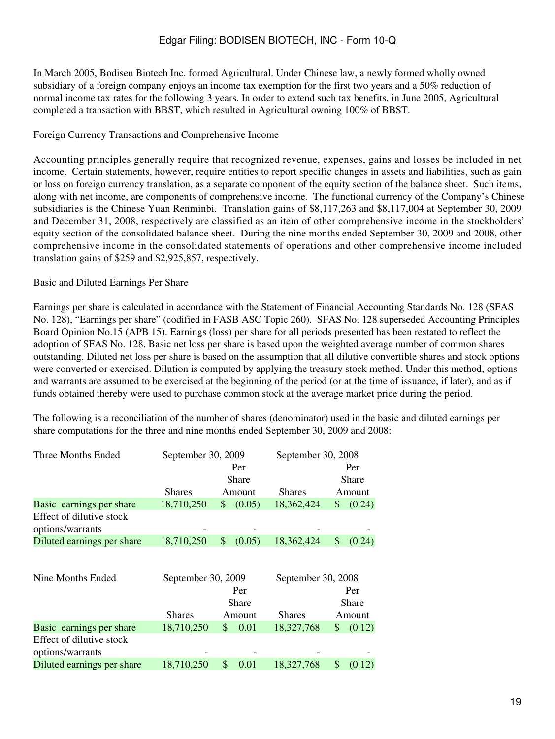In March 2005, Bodisen Biotech Inc. formed Agricultural. Under Chinese law, a newly formed wholly owned subsidiary of a foreign company enjoys an income tax exemption for the first two years and a 50% reduction of normal income tax rates for the following 3 years. In order to extend such tax benefits, in June 2005, Agricultural completed a transaction with BBST, which resulted in Agricultural owning 100% of BBST.

Foreign Currency Transactions and Comprehensive Income

Accounting principles generally require that recognized revenue, expenses, gains and losses be included in net income. Certain statements, however, require entities to report specific changes in assets and liabilities, such as gain or loss on foreign currency translation, as a separate component of the equity section of the balance sheet. Such items, along with net income, are components of comprehensive income. The functional currency of the Company's Chinese subsidiaries is the Chinese Yuan Renminbi. Translation gains of $8,117,263 and $8,117,004 at September 30, 2009 and December 31, 2008, respectively are classified as an item of other comprehensive income in the stockholders' equity section of the consolidated balance sheet. During the nine months ended September 30, 2009 and 2008, other comprehensive income in the consolidated statements of operations and other comprehensive income included translation gains of $259 and $2,925,857, respectively.

Basic and Diluted Earnings Per Share

Earnings per share is calculated in accordance with the Statement of Financial Accounting Standards No. 128 (SFAS No. 128), "Earnings per share" (codified in FASB ASC Topic 260). SFAS No. 128 superseded Accounting Principles Board Opinion No.15 (APB 15). Earnings (loss) per share for all periods presented has been restated to reflect the adoption of SFAS No. 128. Basic net loss per share is based upon the weighted average number of common shares outstanding. Diluted net loss per share is based on the assumption that all dilutive convertible shares and stock options were converted or exercised. Dilution is computed by applying the treasury stock method. Under this method, options and warrants are assumed to be exercised at the beginning of the period (or at the time of issuance, if later), and as if funds obtained thereby were used to purchase common stock at the average market price during the period.

The following is a reconciliation of the number of shares (denominator) used in the basic and diluted earnings per share computations for the three and nine months ended September 30, 2009 and 2008:

| Three Months Ended | September 30, 2009 | | September 30, 2008 | |
|---|---|---|---|---|
| | Shares | Per Share Amount | Shares | Per Share Amount |
| Basic earnings per share | 18,710,250 | $ (0.05) | 18,362,424 | $ (0.24) |
| Effect of dilutive stock options/warrants | - | - | - | - |
| Diluted earnings per share | 18,710,250 | $ (0.05) | 18,362,424 | $ (0.24) |

| Nine Months Ended | September 30, 2009 | | September 30, 2008 | |
|---|---|---|---|---|
| | Shares | Per Share Amount | Shares | Per Share Amount |
| Basic earnings per share | 18,710,250 | $ 0.01 | 18,327,768 | $ (0.12) |
| Effect of dilutive stock options/warrants | - | - | - | - |
| Diluted earnings per share | 18,710,250 | $ 0.01 | 18,327,768 | $ (0.12) |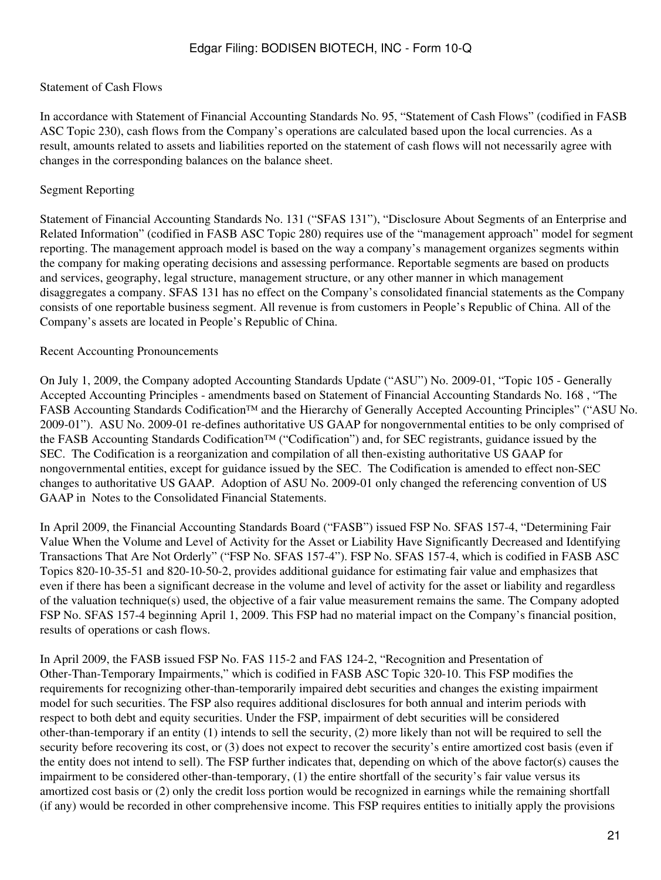Statement of Cash Flows

In accordance with Statement of Financial Accounting Standards No. 95, "Statement of Cash Flows" (codified in FASB ASC Topic 230), cash flows from the Company's operations are calculated based upon the local currencies. As a result, amounts related to assets and liabilities reported on the statement of cash flows will not necessarily agree with changes in the corresponding balances on the balance sheet.

Segment Reporting

Statement of Financial Accounting Standards No. 131 ("SFAS 131"), "Disclosure About Segments of an Enterprise and Related Information" (codified in FASB ASC Topic 280) requires use of the "management approach" model for segment reporting. The management approach model is based on the way a company's management organizes segments within the company for making operating decisions and assessing performance. Reportable segments are based on products and services, geography, legal structure, management structure, or any other manner in which management disaggregates a company. SFAS 131 has no effect on the Company's consolidated financial statements as the Company consists of one reportable business segment. All revenue is from customers in People's Republic of China. All of the Company's assets are located in People's Republic of China.

Recent Accounting Pronouncements

On July 1, 2009, the Company adopted Accounting Standards Update ("ASU") No. 2009-01, "Topic 105 - Generally Accepted Accounting Principles - amendments based on Statement of Financial Accounting Standards No. 168 , "The FASB Accounting Standards Codification™ and the Hierarchy of Generally Accepted Accounting Principles" ("ASU No. 2009-01"). ASU No. 2009-01 re-defines authoritative US GAAP for nongovernmental entities to be only comprised of the FASB Accounting Standards Codification™ ("Codification") and, for SEC registrants, guidance issued by the SEC. The Codification is a reorganization and compilation of all then-existing authoritative US GAAP for nongovernmental entities, except for guidance issued by the SEC. The Codification is amended to effect non-SEC changes to authoritative US GAAP. Adoption of ASU No. 2009-01 only changed the referencing convention of US GAAP in Notes to the Consolidated Financial Statements.

In April 2009, the Financial Accounting Standards Board ("FASB") issued FSP No. SFAS 157-4, "Determining Fair Value When the Volume and Level of Activity for the Asset or Liability Have Significantly Decreased and Identifying Transactions That Are Not Orderly" ("FSP No. SFAS 157-4"). FSP No. SFAS 157-4, which is codified in FASB ASC Topics 820-10-35-51 and 820-10-50-2, provides additional guidance for estimating fair value and emphasizes that even if there has been a significant decrease in the volume and level of activity for the asset or liability and regardless of the valuation technique(s) used, the objective of a fair value measurement remains the same. The Company adopted FSP No. SFAS 157-4 beginning April 1, 2009. This FSP had no material impact on the Company's financial position, results of operations or cash flows.

In April 2009, the FASB issued FSP No. FAS 115-2 and FAS 124-2, "Recognition and Presentation of Other-Than-Temporary Impairments," which is codified in FASB ASC Topic 320-10. This FSP modifies the requirements for recognizing other-than-temporarily impaired debt securities and changes the existing impairment model for such securities. The FSP also requires additional disclosures for both annual and interim periods with respect to both debt and equity securities. Under the FSP, impairment of debt securities will be considered other-than-temporary if an entity (1) intends to sell the security, (2) more likely than not will be required to sell the security before recovering its cost, or (3) does not expect to recover the security's entire amortized cost basis (even if the entity does not intend to sell). The FSP further indicates that, depending on which of the above factor(s) causes the impairment to be considered other-than-temporary, (1) the entire shortfall of the security's fair value versus its amortized cost basis or (2) only the credit loss portion would be recognized in earnings while the remaining shortfall (if any) would be recorded in other comprehensive income. This FSP requires entities to initially apply the provisions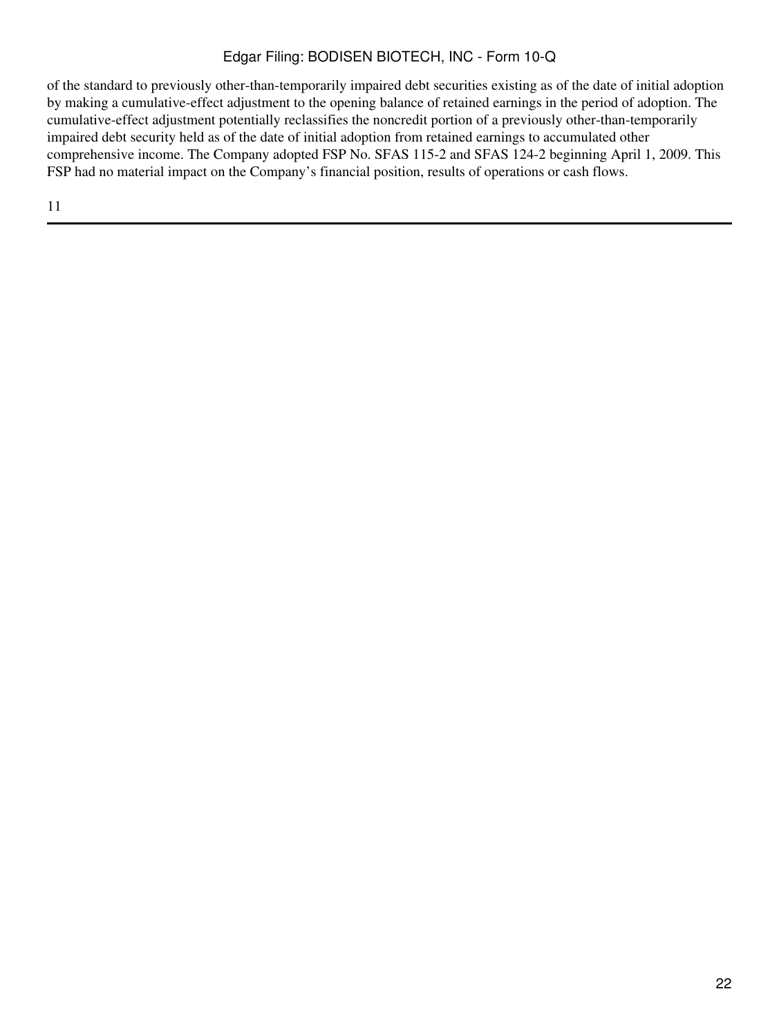of the standard to previously other-than-temporarily impaired debt securities existing as of the date of initial adoption by making a cumulative-effect adjustment to the opening balance of retained earnings in the period of adoption. The cumulative-effect adjustment potentially reclassifies the noncredit portion of a previously other-than-temporarily impaired debt security held as of the date of initial adoption from retained earnings to accumulated other comprehensive income. The Company adopted FSP No. SFAS 115-2 and SFAS 124-2 beginning April 1, 2009. This FSP had no material impact on the Company's financial position, results of operations or cash flows.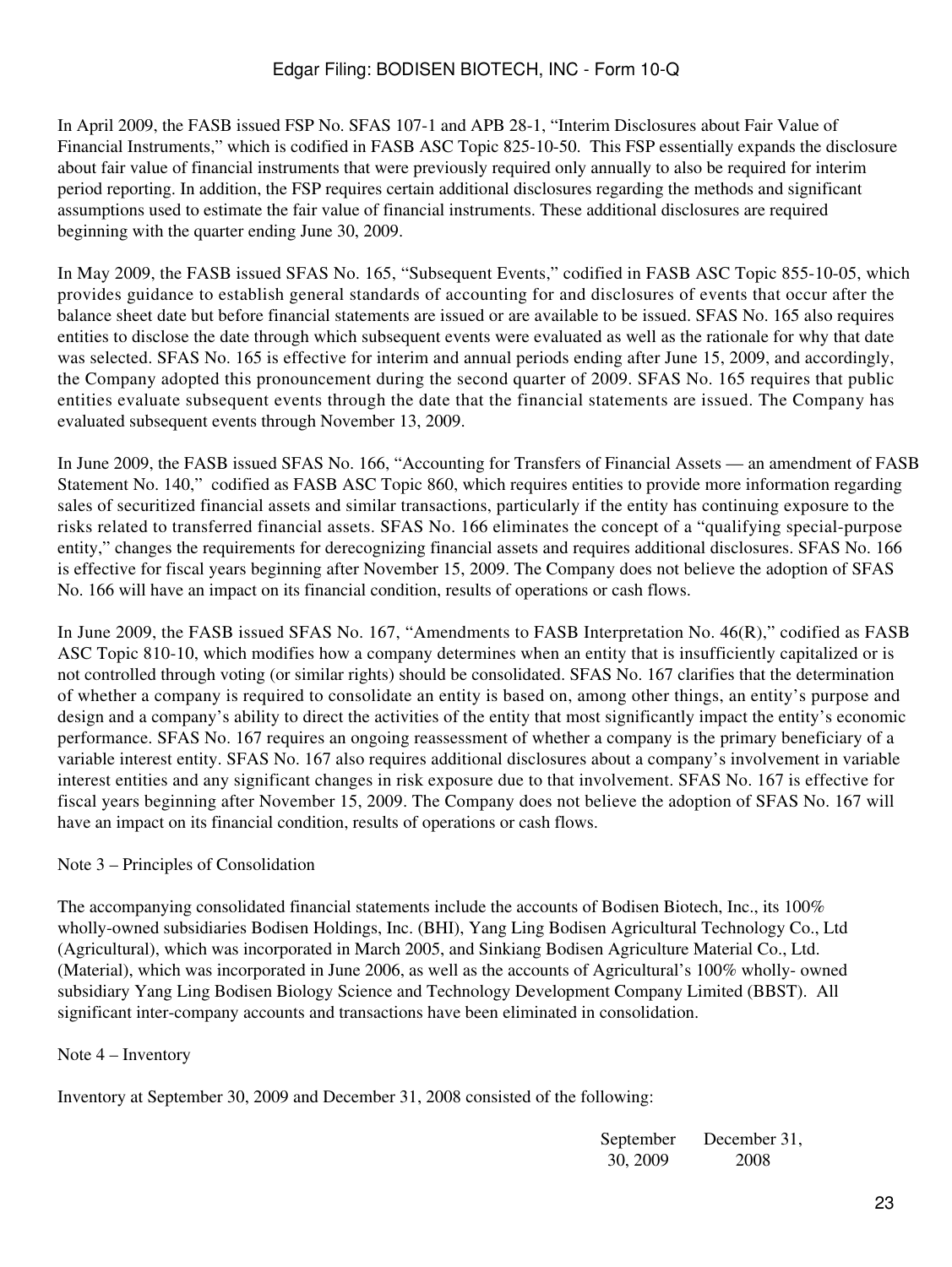In April 2009, the FASB issued FSP No. SFAS 107-1 and APB 28-1, “Interim Disclosures about Fair Value of Financial Instruments,” which is codified in FASB ASC Topic 825-10-50. This FSP essentially expands the disclosure about fair value of financial instruments that were previously required only annually to also be required for interim period reporting. In addition, the FSP requires certain additional disclosures regarding the methods and significant assumptions used to estimate the fair value of financial instruments. These additional disclosures are required beginning with the quarter ending June 30, 2009.

In May 2009, the FASB issued SFAS No. 165, “Subsequent Events,” codified in FASB ASC Topic 855-10-05, which provides guidance to establish general standards of accounting for and disclosures of events that occur after the balance sheet date but before financial statements are issued or are available to be issued. SFAS No. 165 also requires entities to disclose the date through which subsequent events were evaluated as well as the rationale for why that date was selected. SFAS No. 165 is effective for interim and annual periods ending after June 15, 2009, and accordingly, the Company adopted this pronouncement during the second quarter of 2009. SFAS No. 165 requires that public entities evaluate subsequent events through the date that the financial statements are issued. The Company has evaluated subsequent events through November 13, 2009.

In June 2009, the FASB issued SFAS No. 166, “Accounting for Transfers of Financial Assets — an amendment of FASB Statement No. 140,” codified as FASB ASC Topic 860, which requires entities to provide more information regarding sales of securitized financial assets and similar transactions, particularly if the entity has continuing exposure to the risks related to transferred financial assets. SFAS No. 166 eliminates the concept of a “qualifying special-purpose entity,” changes the requirements for derecognizing financial assets and requires additional disclosures. SFAS No. 166 is effective for fiscal years beginning after November 15, 2009. The Company does not believe the adoption of SFAS No. 166 will have an impact on its financial condition, results of operations or cash flows.

In June 2009, the FASB issued SFAS No. 167, “Amendments to FASB Interpretation No. 46(R),” codified as FASB ASC Topic 810-10, which modifies how a company determines when an entity that is insufficiently capitalized or is not controlled through voting (or similar rights) should be consolidated. SFAS No. 167 clarifies that the determination of whether a company is required to consolidate an entity is based on, among other things, an entity’s purpose and design and a company’s ability to direct the activities of the entity that most significantly impact the entity’s economic performance. SFAS No. 167 requires an ongoing reassessment of whether a company is the primary beneficiary of a variable interest entity. SFAS No. 167 also requires additional disclosures about a company’s involvement in variable interest entities and any significant changes in risk exposure due to that involvement. SFAS No. 167 is effective for fiscal years beginning after November 15, 2009. The Company does not believe the adoption of SFAS No. 167 will have an impact on its financial condition, results of operations or cash flows.

Note 3 – Principles of Consolidation

The accompanying consolidated financial statements include the accounts of Bodisen Biotech, Inc., its 100% wholly-owned subsidiaries Bodisen Holdings, Inc. (BHI), Yang Ling Bodisen Agricultural Technology Co., Ltd (Agricultural), which was incorporated in March 2005, and Sinkiang Bodisen Agriculture Material Co., Ltd. (Material), which was incorporated in June 2006, as well as the accounts of Agricultural’s 100% wholly- owned subsidiary Yang Ling Bodisen Biology Science and Technology Development Company Limited (BBST). All significant inter-company accounts and transactions have been eliminated in consolidation.

Note 4 – Inventory

Inventory at September 30, 2009 and December 31, 2008 consisted of the following:

| | September 30, 2009 | December 31, 2008 |
|---|---|---|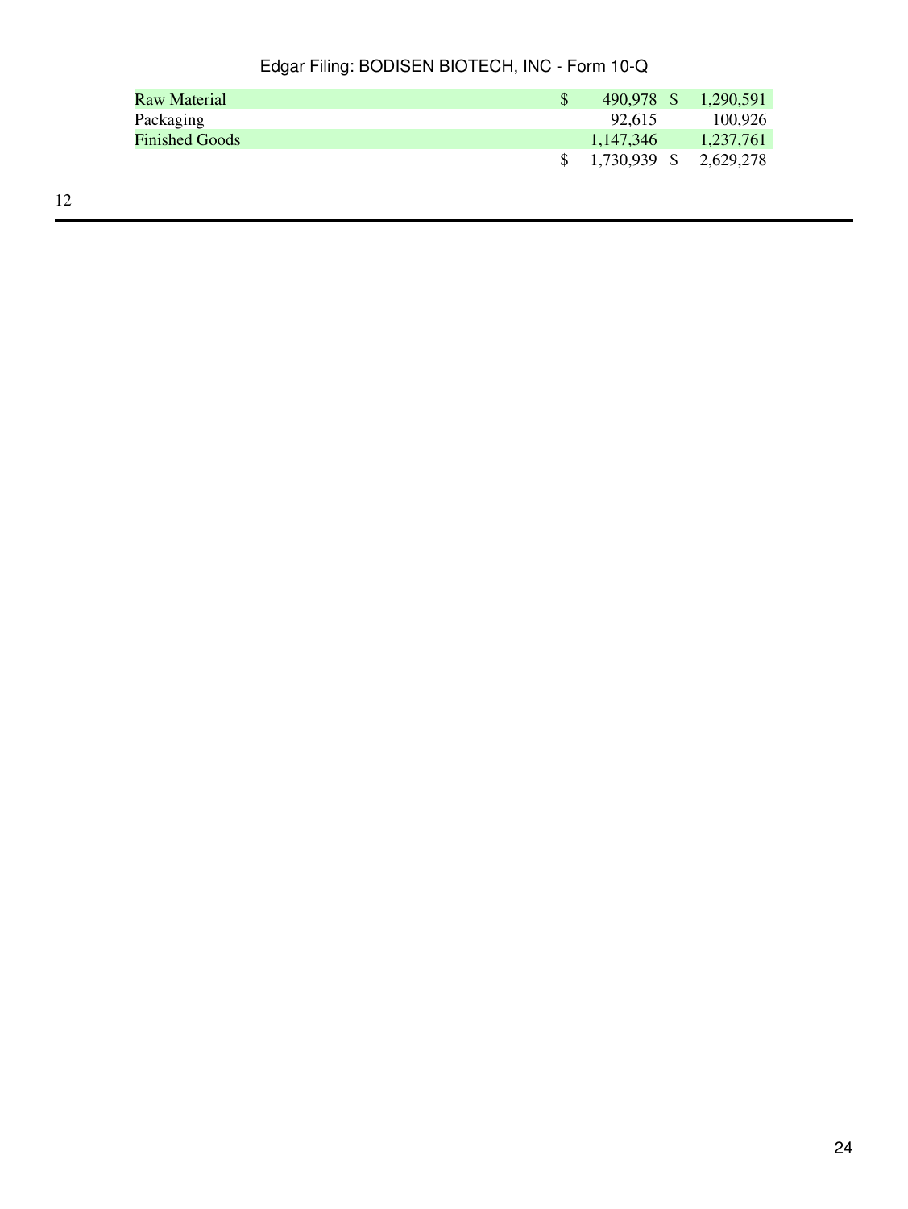| | | |
|---|---|---|
| Raw Material | $ 490,978 | $ 1,290,591 |
| Packaging | 92,615 | 100,926 |
| Finished Goods | 1,147,346 | 1,237,761 |
| | $ 1,730,939 | $ 2,629,278 |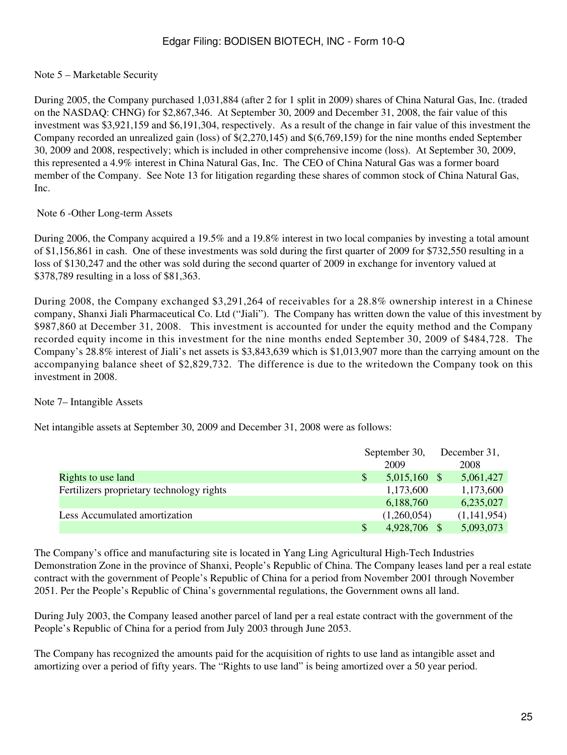Note 5 – Marketable Security

During 2005, the Company purchased 1,031,884 (after 2 for 1 split in 2009) shares of China Natural Gas, Inc. (traded on the NASDAQ: CHNG) for $2,867,346. At September 30, 2009 and December 31, 2008, the fair value of this investment was $3,921,159 and $6,191,304, respectively. As a result of the change in fair value of this investment the Company recorded an unrealized gain (loss) of $(2,270,145) and $(6,769,159) for the nine months ended September 30, 2009 and 2008, respectively; which is included in other comprehensive income (loss). At September 30, 2009, this represented a 4.9% interest in China Natural Gas, Inc. The CEO of China Natural Gas was a former board member of the Company. See Note 13 for litigation regarding these shares of common stock of China Natural Gas, Inc.

Note 6 -Other Long-term Assets

During 2006, the Company acquired a 19.5% and a 19.8% interest in two local companies by investing a total amount of $1,156,861 in cash. One of these investments was sold during the first quarter of 2009 for $732,550 resulting in a loss of $130,247 and the other was sold during the second quarter of 2009 in exchange for inventory valued at $378,789 resulting in a loss of $81,363.

During 2008, the Company exchanged $3,291,264 of receivables for a 28.8% ownership interest in a Chinese company, Shanxi Jiali Pharmaceutical Co. Ltd ("Jiali"). The Company has written down the value of this investment by $987,860 at December 31, 2008. This investment is accounted for under the equity method and the Company recorded equity income in this investment for the nine months ended September 30, 2009 of $484,728. The Company's 28.8% interest of Jiali's net assets is $3,843,639 which is $1,013,907 more than the carrying amount on the accompanying balance sheet of $2,829,732. The difference is due to the writedown the Company took on this investment in 2008.

Note 7– Intangible Assets

Net intangible assets at September 30, 2009 and December 31, 2008 were as follows:

| | September 30, 2009 | December 31, 2008 |
|---|---|---|
| Rights to use land | $ 5,015,160 | $ 5,061,427 |
| Fertilizers proprietary technology rights | 1,173,600 | 1,173,600 |
| | 6,188,760 | 6,235,027 |
| Less Accumulated amortization | (1,260,054) | (1,141,954) |
| | $ 4,928,706 | $ 5,093,073 |

The Company's office and manufacturing site is located in Yang Ling Agricultural High-Tech Industries Demonstration Zone in the province of Shanxi, People's Republic of China. The Company leases land per a real estate contract with the government of People's Republic of China for a period from November 2001 through November 2051. Per the People's Republic of China's governmental regulations, the Government owns all land.

During July 2003, the Company leased another parcel of land per a real estate contract with the government of the People's Republic of China for a period from July 2003 through June 2053.

The Company has recognized the amounts paid for the acquisition of rights to use land as intangible asset and amortizing over a period of fifty years. The "Rights to use land" is being amortized over a 50 year period.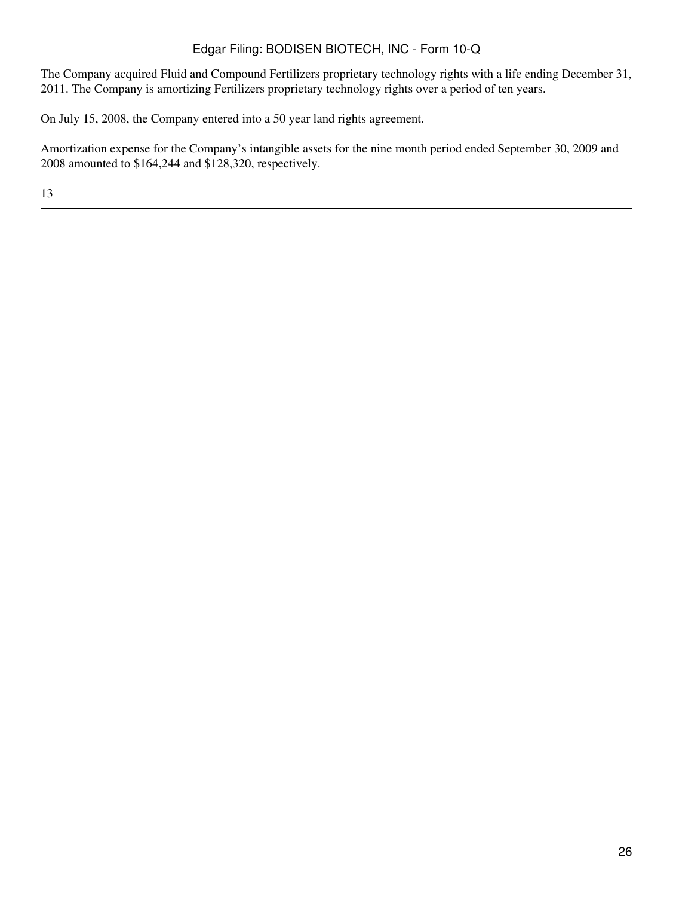The Company acquired Fluid and Compound Fertilizers proprietary technology rights with a life ending December 31, 2011. The Company is amortizing Fertilizers proprietary technology rights over a period of ten years.

On July 15, 2008, the Company entered into a 50 year land rights agreement.

Amortization expense for the Company's intangible assets for the nine month period ended September 30, 2009 and 2008 amounted to $164,244 and $128,320, respectively.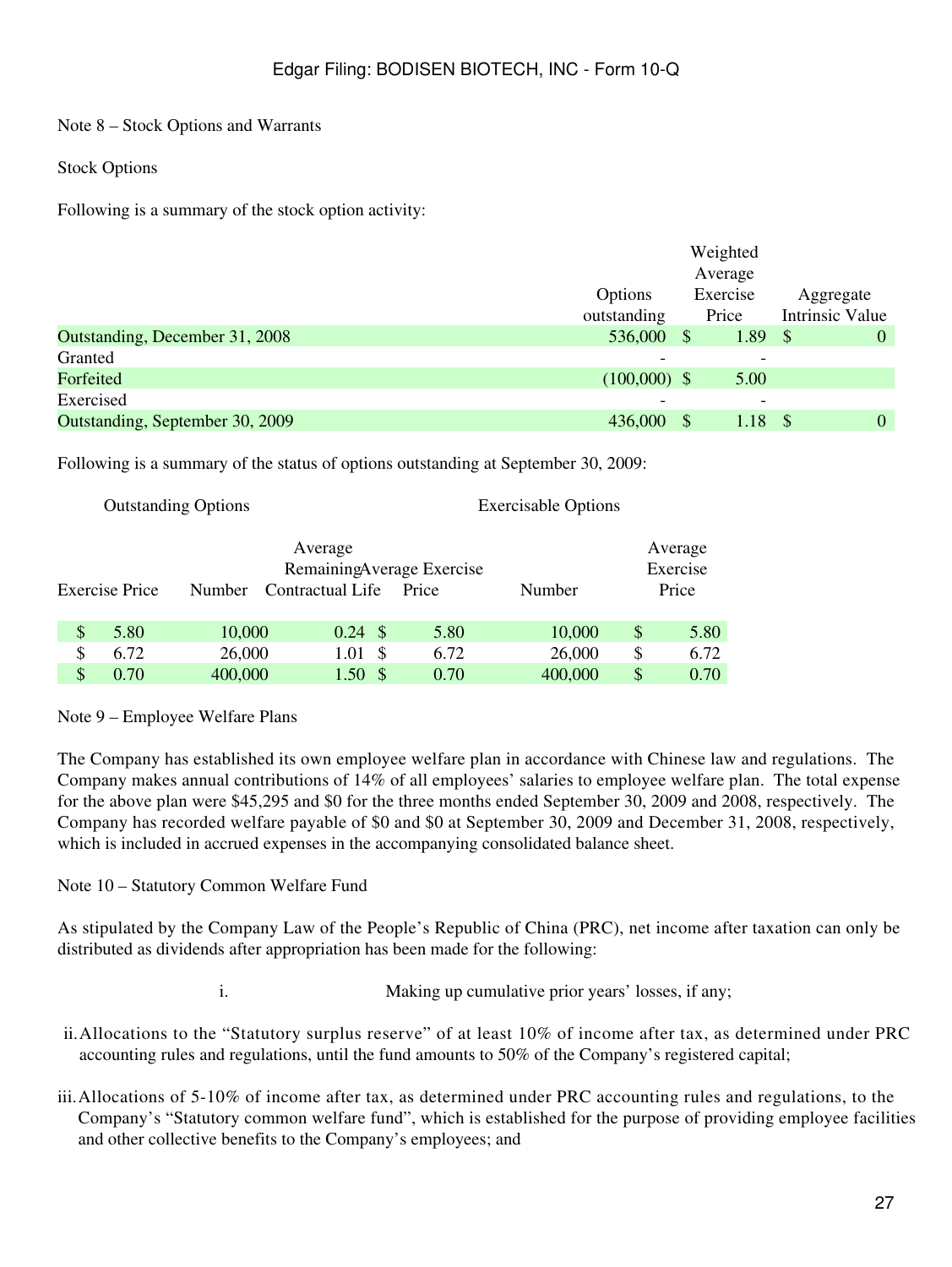Note 8 – Stock Options and Warrants

Stock Options

Following is a summary of the stock option activity:

| | Options outstanding | Weighted Average Exercise Price | Aggregate Intrinsic Value |
|---|---|---|---|
| Outstanding, December 31, 2008 | 536,000 | $ 1.89 | $ 0 |
| Granted | - | - | |
| Forfeited | (100,000) | $ 5.00 | |
| Exercised | - | - | |
| Outstanding, September 30, 2009 | 436,000 | $ 1.18 | $ 0 |

Following is a summary of the status of options outstanding at September 30, 2009:

| Outstanding Options | | | | Exercisable Options | |
|---|---|---|---|---|---|
| Exercise Price | Number | Average Remaining Contractual Life | Average Exercise Price | Number | Average Exercise Price |
| $ 5.80 | 10,000 | 0.24 | $ 5.80 | 10,000 | $ 5.80 |
| $ 6.72 | 26,000 | 1.01 | $ 6.72 | 26,000 | $ 6.72 |
| $ 0.70 | 400,000 | 1.50 | $ 0.70 | 400,000 | $ 0.70 |

Note 9 – Employee Welfare Plans

The Company has established its own employee welfare plan in accordance with Chinese law and regulations. The Company makes annual contributions of 14% of all employees' salaries to employee welfare plan. The total expense for the above plan were $45,295 and $0 for the three months ended September 30, 2009 and 2008, respectively. The Company has recorded welfare payable of $0 and $0 at September 30, 2009 and December 31, 2008, respectively, which is included in accrued expenses in the accompanying consolidated balance sheet.

Note 10 – Statutory Common Welfare Fund

As stipulated by the Company Law of the People's Republic of China (PRC), net income after taxation can only be distributed as dividends after appropriation has been made for the following:

i. Making up cumulative prior years' losses, if any;

ii. Allocations to the "Statutory surplus reserve" of at least 10% of income after tax, as determined under PRC accounting rules and regulations, until the fund amounts to 50% of the Company's registered capital;

iii. Allocations of 5-10% of income after tax, as determined under PRC accounting rules and regulations, to the Company's "Statutory common welfare fund", which is established for the purpose of providing employee facilities and other collective benefits to the Company's employees; and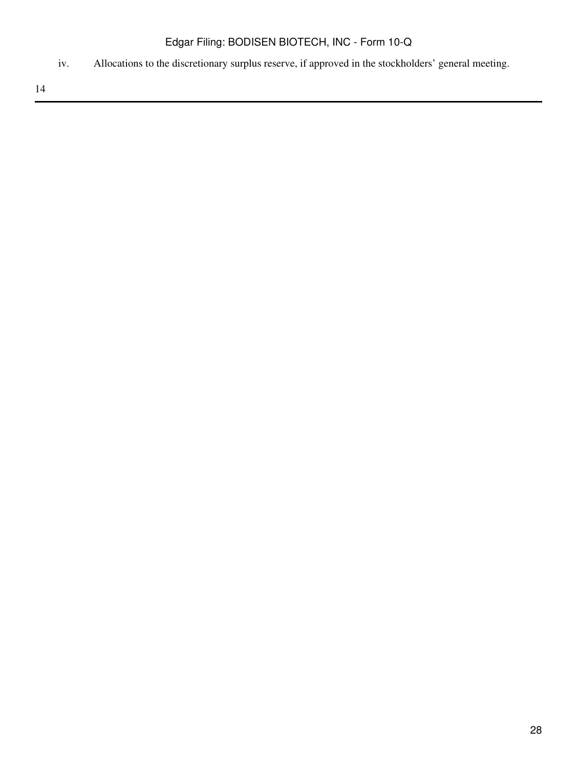iv. Allocations to the discretionary surplus reserve, if approved in the stockholders' general meeting.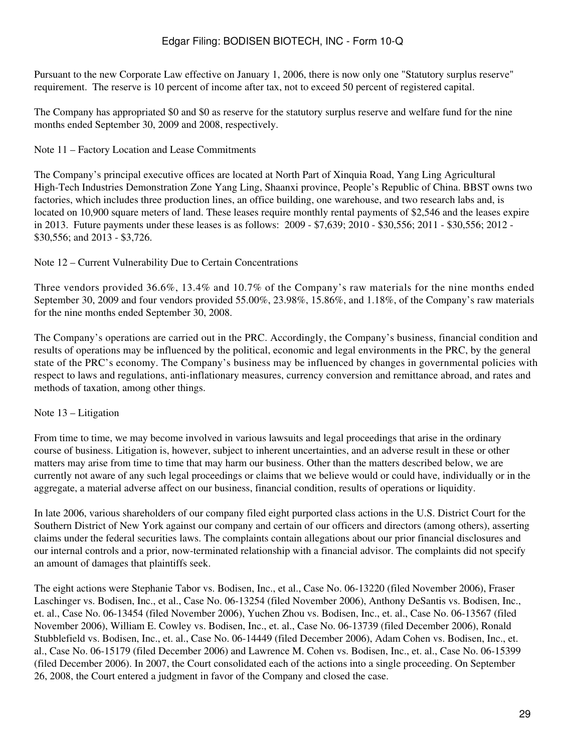Pursuant to the new Corporate Law effective on January 1, 2006, there is now only one "Statutory surplus reserve" requirement. The reserve is 10 percent of income after tax, not to exceed 50 percent of registered capital.

The Company has appropriated $0 and $0 as reserve for the statutory surplus reserve and welfare fund for the nine months ended September 30, 2009 and 2008, respectively.

Note 11 – Factory Location and Lease Commitments

The Company's principal executive offices are located at North Part of Xinquia Road, Yang Ling Agricultural High-Tech Industries Demonstration Zone Yang Ling, Shaanxi province, People's Republic of China. BBST owns two factories, which includes three production lines, an office building, one warehouse, and two research labs and, is located on 10,900 square meters of land. These leases require monthly rental payments of $2,546 and the leases expire in 2013. Future payments under these leases is as follows: 2009 - $7,639; 2010 - $30,556; 2011 - $30,556; 2012 - $30,556; and 2013 - $3,726.

Note 12 – Current Vulnerability Due to Certain Concentrations

Three vendors provided 36.6%, 13.4% and 10.7% of the Company's raw materials for the nine months ended September 30, 2009 and four vendors provided 55.00%, 23.98%, 15.86%, and 1.18%, of the Company's raw materials for the nine months ended September 30, 2008.

The Company's operations are carried out in the PRC. Accordingly, the Company's business, financial condition and results of operations may be influenced by the political, economic and legal environments in the PRC, by the general state of the PRC's economy. The Company's business may be influenced by changes in governmental policies with respect to laws and regulations, anti-inflationary measures, currency conversion and remittance abroad, and rates and methods of taxation, among other things.

Note 13 – Litigation

From time to time, we may become involved in various lawsuits and legal proceedings that arise in the ordinary course of business. Litigation is, however, subject to inherent uncertainties, and an adverse result in these or other matters may arise from time to time that may harm our business. Other than the matters described below, we are currently not aware of any such legal proceedings or claims that we believe would or could have, individually or in the aggregate, a material adverse affect on our business, financial condition, results of operations or liquidity.

In late 2006, various shareholders of our company filed eight purported class actions in the U.S. District Court for the Southern District of New York against our company and certain of our officers and directors (among others), asserting claims under the federal securities laws. The complaints contain allegations about our prior financial disclosures and our internal controls and a prior, now-terminated relationship with a financial advisor. The complaints did not specify an amount of damages that plaintiffs seek.

The eight actions were Stephanie Tabor vs. Bodisen, Inc., et al., Case No. 06-13220 (filed November 2006), Fraser Laschinger vs. Bodisen, Inc., et al., Case No. 06-13254 (filed November 2006), Anthony DeSantis vs. Bodisen, Inc., et. al., Case No. 06-13454 (filed November 2006), Yuchen Zhou vs. Bodisen, Inc., et. al., Case No. 06-13567 (filed November 2006), William E. Cowley vs. Bodisen, Inc., et. al., Case No. 06-13739 (filed December 2006), Ronald Stubblefield vs. Bodisen, Inc., et. al., Case No. 06-14449 (filed December 2006), Adam Cohen vs. Bodisen, Inc., et. al., Case No. 06-15179 (filed December 2006) and Lawrence M. Cohen vs. Bodisen, Inc., et. al., Case No. 06-15399 (filed December 2006). In 2007, the Court consolidated each of the actions into a single proceeding. On September 26, 2008, the Court entered a judgment in favor of the Company and closed the case.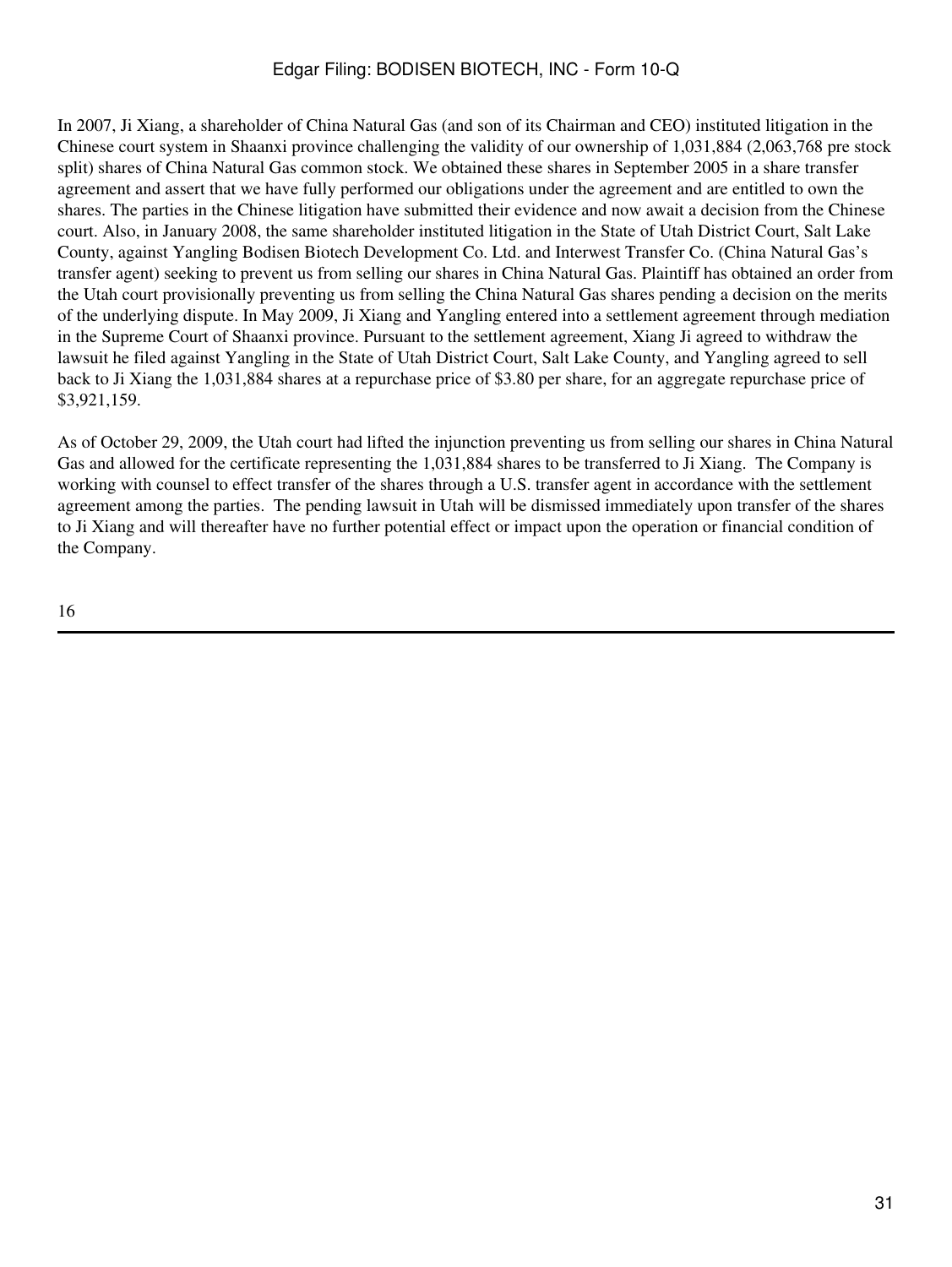In 2007, Ji Xiang, a shareholder of China Natural Gas (and son of its Chairman and CEO) instituted litigation in the Chinese court system in Shaanxi province challenging the validity of our ownership of 1,031,884 (2,063,768 pre stock split) shares of China Natural Gas common stock. We obtained these shares in September 2005 in a share transfer agreement and assert that we have fully performed our obligations under the agreement and are entitled to own the shares. The parties in the Chinese litigation have submitted their evidence and now await a decision from the Chinese court. Also, in January 2008, the same shareholder instituted litigation in the State of Utah District Court, Salt Lake County, against Yangling Bodisen Biotech Development Co. Ltd. and Interwest Transfer Co. (China Natural Gas's transfer agent) seeking to prevent us from selling our shares in China Natural Gas. Plaintiff has obtained an order from the Utah court provisionally preventing us from selling the China Natural Gas shares pending a decision on the merits of the underlying dispute. In May 2009, Ji Xiang and Yangling entered into a settlement agreement through mediation in the Supreme Court of Shaanxi province. Pursuant to the settlement agreement, Xiang Ji agreed to withdraw the lawsuit he filed against Yangling in the State of Utah District Court, Salt Lake County, and Yangling agreed to sell back to Ji Xiang the 1,031,884 shares at a repurchase price of $3.80 per share, for an aggregate repurchase price of $3,921,159.

As of October 29, 2009, the Utah court had lifted the injunction preventing us from selling our shares in China Natural Gas and allowed for the certificate representing the 1,031,884 shares to be transferred to Ji Xiang. The Company is working with counsel to effect transfer of the shares through a U.S. transfer agent in accordance with the settlement agreement among the parties. The pending lawsuit in Utah will be dismissed immediately upon transfer of the shares to Ji Xiang and will thereafter have no further potential effect or impact upon the operation or financial condition of the Company.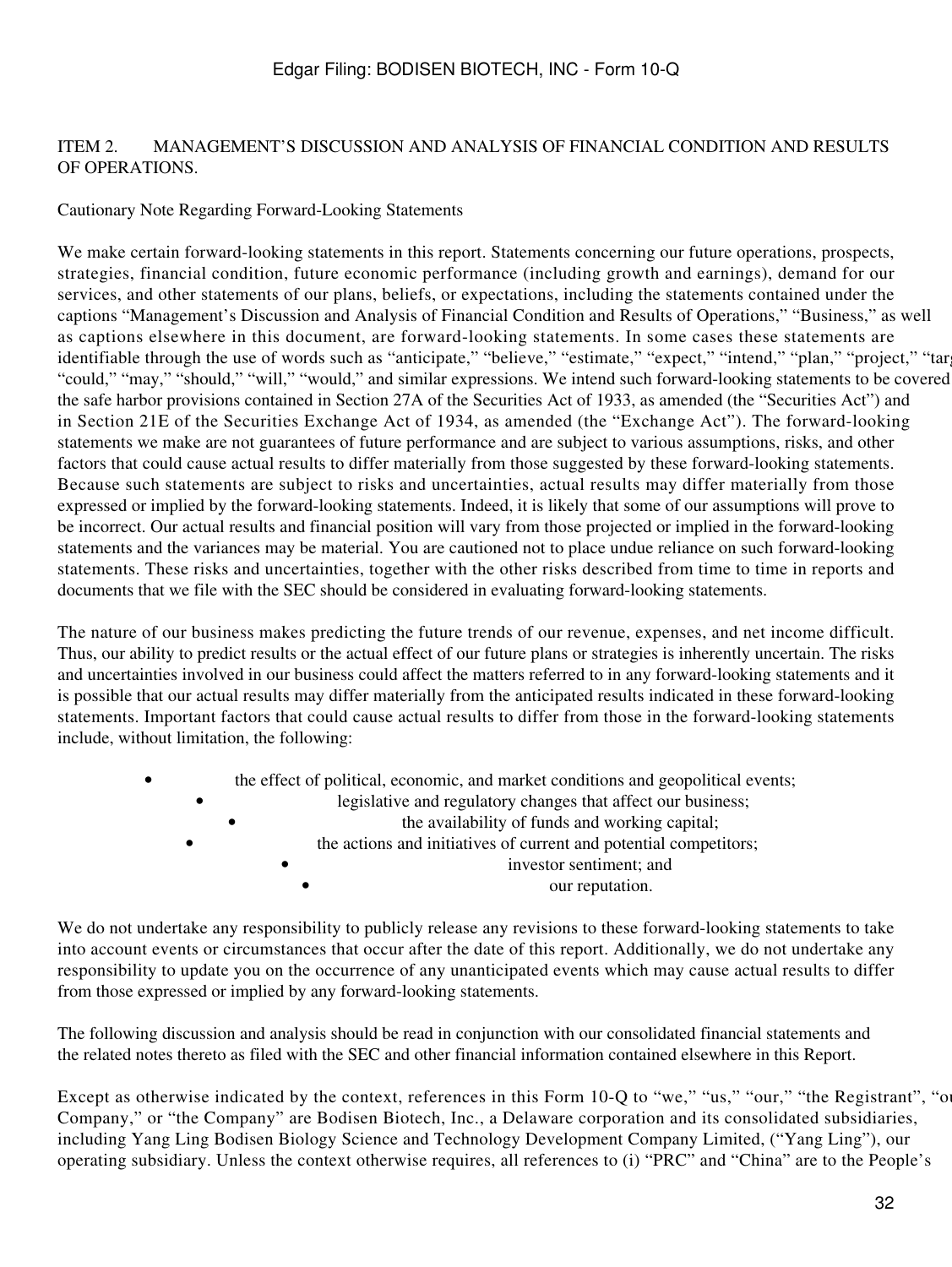## ITEM 2. MANAGEMENT'S DISCUSSION AND ANALYSIS OF FINANCIAL CONDITION AND RESULTS OF OPERATIONS.

Cautionary Note Regarding Forward-Looking Statements

We make certain forward-looking statements in this report. Statements concerning our future operations, prospects, strategies, financial condition, future economic performance (including growth and earnings), demand for our services, and other statements of our plans, beliefs, or expectations, including the statements contained under the captions "Management's Discussion and Analysis of Financial Condition and Results of Operations," "Business," as well as captions elsewhere in this document, are forward-looking statements. In some cases these statements are identifiable through the use of words such as "anticipate," "believe," "estimate," "expect," "intend," "plan," "project," "targ "could," "may," "should," "will," "would," and similar expressions. We intend such forward-looking statements to be covered the safe harbor provisions contained in Section 27A of the Securities Act of 1933, as amended (the "Securities Act") and in Section 21E of the Securities Exchange Act of 1934, as amended (the "Exchange Act"). The forward-looking statements we make are not guarantees of future performance and are subject to various assumptions, risks, and other factors that could cause actual results to differ materially from those suggested by these forward-looking statements. Because such statements are subject to risks and uncertainties, actual results may differ materially from those expressed or implied by the forward-looking statements. Indeed, it is likely that some of our assumptions will prove to be incorrect. Our actual results and financial position will vary from those projected or implied in the forward-looking statements and the variances may be material. You are cautioned not to place undue reliance on such forward-looking statements. These risks and uncertainties, together with the other risks described from time to time in reports and documents that we file with the SEC should be considered in evaluating forward-looking statements.

The nature of our business makes predicting the future trends of our revenue, expenses, and net income difficult. Thus, our ability to predict results or the actual effect of our future plans or strategies is inherently uncertain. The risks and uncertainties involved in our business could affect the matters referred to in any forward-looking statements and it is possible that our actual results may differ materially from the anticipated results indicated in these forward-looking statements. Important factors that could cause actual results to differ from those in the forward-looking statements include, without limitation, the following:

- the effect of political, economic, and market conditions and geopolitical events;
- legislative and regulatory changes that affect our business;
- the availability of funds and working capital;
- the actions and initiatives of current and potential competitors;
- investor sentiment; and
- our reputation.

We do not undertake any responsibility to publicly release any revisions to these forward-looking statements to take into account events or circumstances that occur after the date of this report. Additionally, we do not undertake any responsibility to update you on the occurrence of any unanticipated events which may cause actual results to differ from those expressed or implied by any forward-looking statements.

The following discussion and analysis should be read in conjunction with our consolidated financial statements and the related notes thereto as filed with the SEC and other financial information contained elsewhere in this Report.

Except as otherwise indicated by the context, references in this Form 10-Q to "we," "us," "our," "the Registrant", "ou Company," or "the Company" are Bodisen Biotech, Inc., a Delaware corporation and its consolidated subsidiaries, including Yang Ling Bodisen Biology Science and Technology Development Company Limited, ("Yang Ling"), our operating subsidiary. Unless the context otherwise requires, all references to (i) "PRC" and "China" are to the People's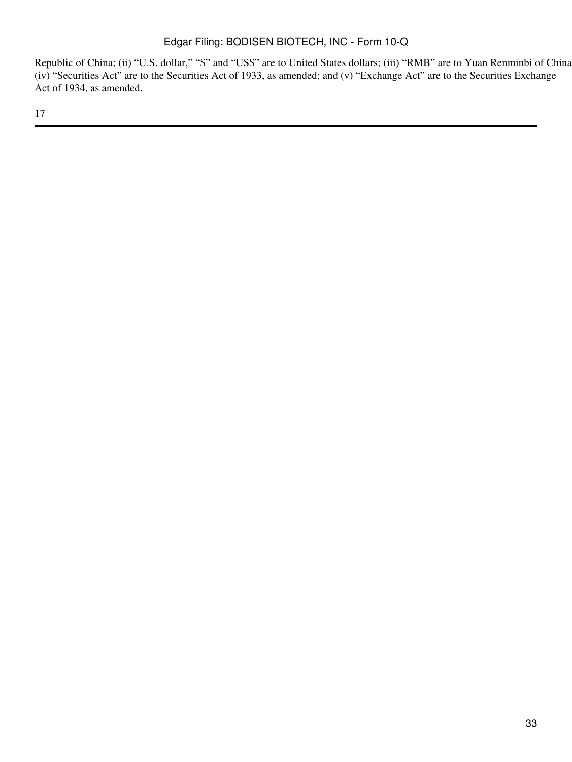Republic of China; (ii) “U.S. dollar,” “$” and “US$” are to United States dollars; (iii) “RMB” are to Yuan Renminbi of China (iv) “Securities Act” are to the Securities Act of 1933, as amended; and (v) “Exchange Act” are to the Securities Exchange Act of 1934, as amended.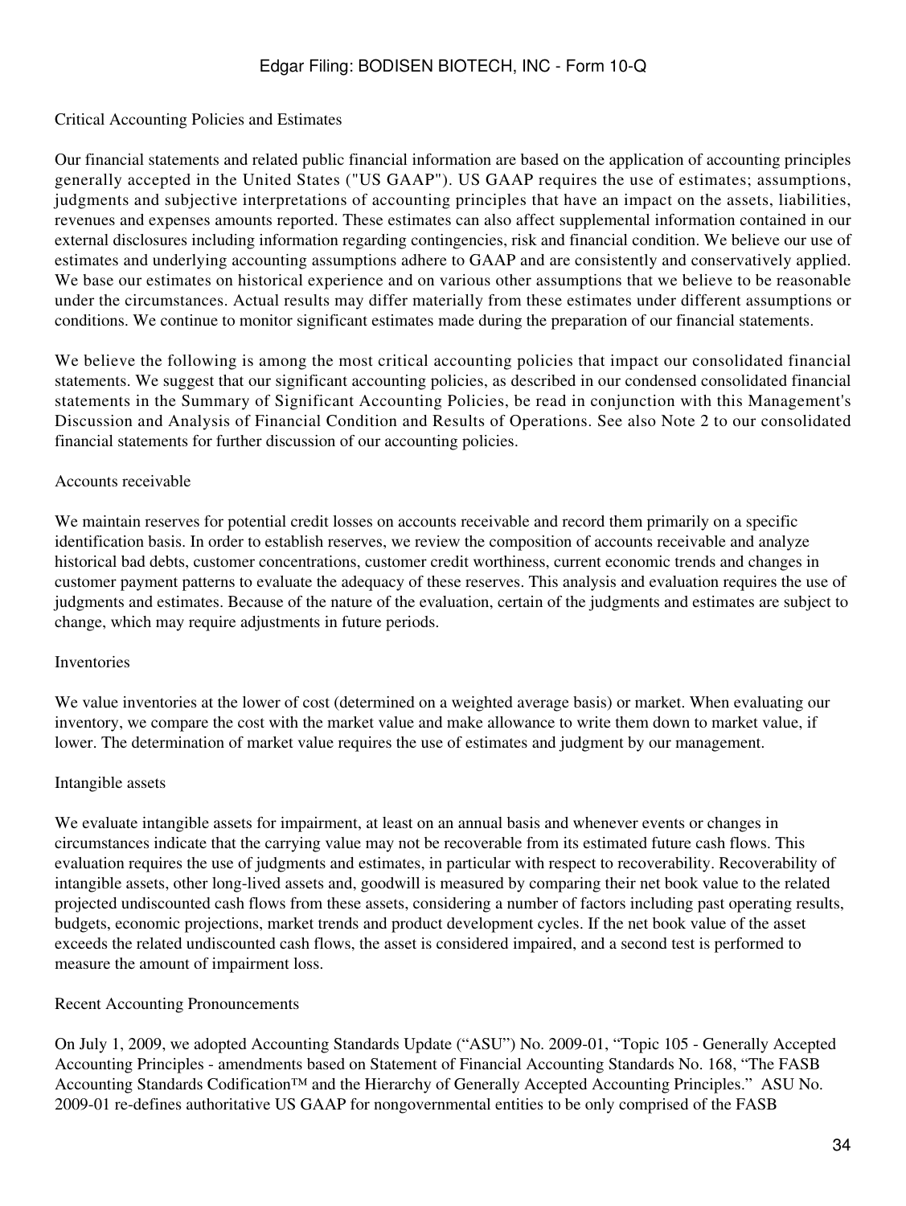## Critical Accounting Policies and Estimates

Our financial statements and related public financial information are based on the application of accounting principles generally accepted in the United States ("US GAAP"). US GAAP requires the use of estimates; assumptions, judgments and subjective interpretations of accounting principles that have an impact on the assets, liabilities, revenues and expenses amounts reported. These estimates can also affect supplemental information contained in our external disclosures including information regarding contingencies, risk and financial condition. We believe our use of estimates and underlying accounting assumptions adhere to GAAP and are consistently and conservatively applied. We base our estimates on historical experience and on various other assumptions that we believe to be reasonable under the circumstances. Actual results may differ materially from these estimates under different assumptions or conditions. We continue to monitor significant estimates made during the preparation of our financial statements.

We believe the following is among the most critical accounting policies that impact our consolidated financial statements. We suggest that our significant accounting policies, as described in our condensed consolidated financial statements in the Summary of Significant Accounting Policies, be read in conjunction with this Management's Discussion and Analysis of Financial Condition and Results of Operations. See also Note 2 to our consolidated financial statements for further discussion of our accounting policies.

### Accounts receivable

We maintain reserves for potential credit losses on accounts receivable and record them primarily on a specific identification basis. In order to establish reserves, we review the composition of accounts receivable and analyze historical bad debts, customer concentrations, customer credit worthiness, current economic trends and changes in customer payment patterns to evaluate the adequacy of these reserves. This analysis and evaluation requires the use of judgments and estimates. Because of the nature of the evaluation, certain of the judgments and estimates are subject to change, which may require adjustments in future periods.

### Inventories

We value inventories at the lower of cost (determined on a weighted average basis) or market. When evaluating our inventory, we compare the cost with the market value and make allowance to write them down to market value, if lower. The determination of market value requires the use of estimates and judgment by our management.

### Intangible assets

We evaluate intangible assets for impairment, at least on an annual basis and whenever events or changes in circumstances indicate that the carrying value may not be recoverable from its estimated future cash flows. This evaluation requires the use of judgments and estimates, in particular with respect to recoverability. Recoverability of intangible assets, other long-lived assets and, goodwill is measured by comparing their net book value to the related projected undiscounted cash flows from these assets, considering a number of factors including past operating results, budgets, economic projections, market trends and product development cycles. If the net book value of the asset exceeds the related undiscounted cash flows, the asset is considered impaired, and a second test is performed to measure the amount of impairment loss.

## Recent Accounting Pronouncements

On July 1, 2009, we adopted Accounting Standards Update ("ASU") No. 2009-01, "Topic 105 - Generally Accepted Accounting Principles - amendments based on Statement of Financial Accounting Standards No. 168, "The FASB Accounting Standards Codification™ and the Hierarchy of Generally Accepted Accounting Principles." ASU No. 2009-01 re-defines authoritative US GAAP for nongovernmental entities to be only comprised of the FASB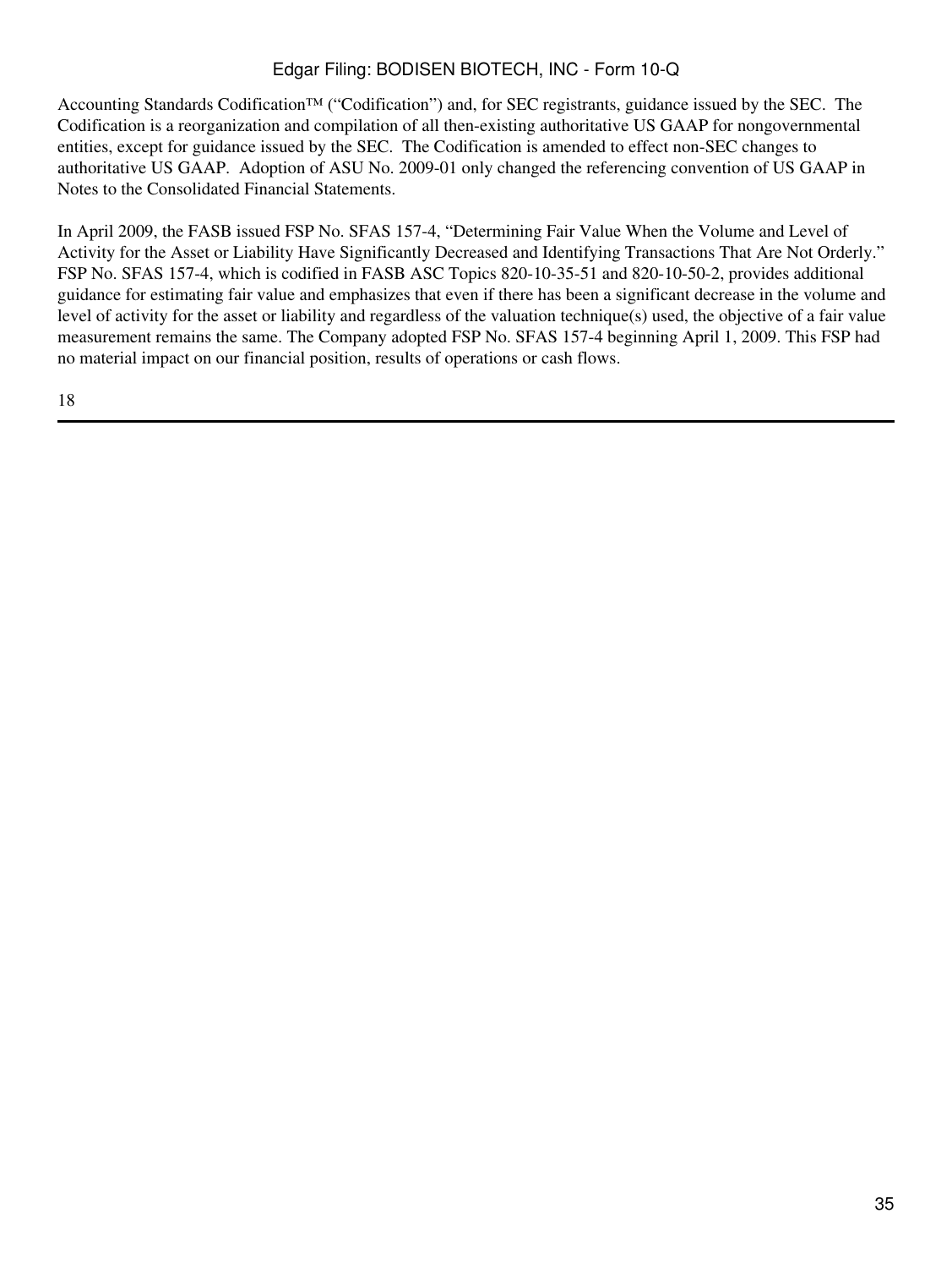Accounting Standards Codification™ ("Codification") and, for SEC registrants, guidance issued by the SEC. The Codification is a reorganization and compilation of all then-existing authoritative US GAAP for nongovernmental entities, except for guidance issued by the SEC. The Codification is amended to effect non-SEC changes to authoritative US GAAP. Adoption of ASU No. 2009-01 only changed the referencing convention of US GAAP in Notes to the Consolidated Financial Statements.

In April 2009, the FASB issued FSP No. SFAS 157-4, "Determining Fair Value When the Volume and Level of Activity for the Asset or Liability Have Significantly Decreased and Identifying Transactions That Are Not Orderly." FSP No. SFAS 157-4, which is codified in FASB ASC Topics 820-10-35-51 and 820-10-50-2, provides additional guidance for estimating fair value and emphasizes that even if there has been a significant decrease in the volume and level of activity for the asset or liability and regardless of the valuation technique(s) used, the objective of a fair value measurement remains the same. The Company adopted FSP No. SFAS 157-4 beginning April 1, 2009. This FSP had no material impact on our financial position, results of operations or cash flows.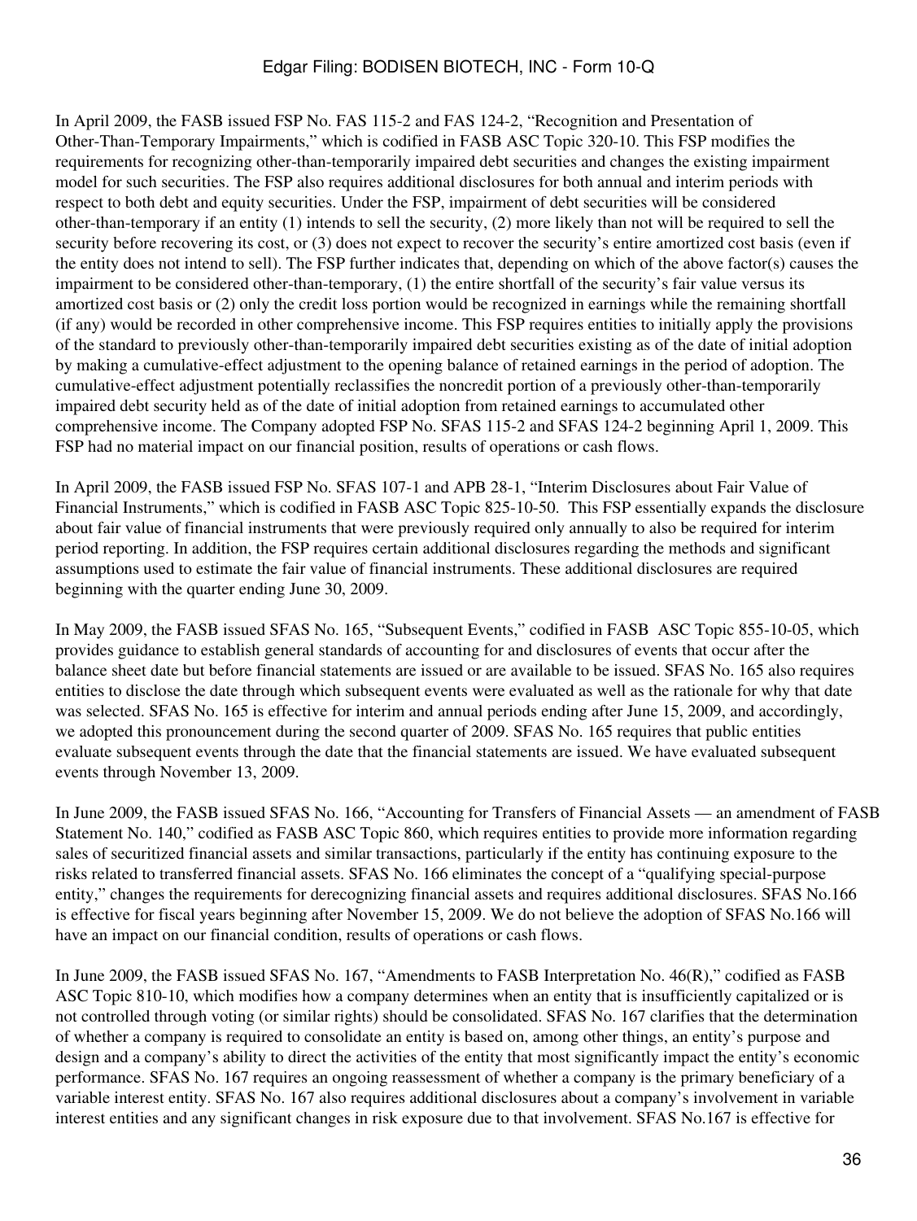In April 2009, the FASB issued FSP No. FAS 115-2 and FAS 124-2, "Recognition and Presentation of Other-Than-Temporary Impairments," which is codified in FASB ASC Topic 320-10. This FSP modifies the requirements for recognizing other-than-temporarily impaired debt securities and changes the existing impairment model for such securities. The FSP also requires additional disclosures for both annual and interim periods with respect to both debt and equity securities. Under the FSP, impairment of debt securities will be considered other-than-temporary if an entity (1) intends to sell the security, (2) more likely than not will be required to sell the security before recovering its cost, or (3) does not expect to recover the security's entire amortized cost basis (even if the entity does not intend to sell). The FSP further indicates that, depending on which of the above factor(s) causes the impairment to be considered other-than-temporary, (1) the entire shortfall of the security's fair value versus its amortized cost basis or (2) only the credit loss portion would be recognized in earnings while the remaining shortfall (if any) would be recorded in other comprehensive income. This FSP requires entities to initially apply the provisions of the standard to previously other-than-temporarily impaired debt securities existing as of the date of initial adoption by making a cumulative-effect adjustment to the opening balance of retained earnings in the period of adoption. The cumulative-effect adjustment potentially reclassifies the noncredit portion of a previously other-than-temporarily impaired debt security held as of the date of initial adoption from retained earnings to accumulated other comprehensive income. The Company adopted FSP No. SFAS 115-2 and SFAS 124-2 beginning April 1, 2009. This FSP had no material impact on our financial position, results of operations or cash flows.

In April 2009, the FASB issued FSP No. SFAS 107-1 and APB 28-1, "Interim Disclosures about Fair Value of Financial Instruments," which is codified in FASB ASC Topic 825-10-50. This FSP essentially expands the disclosure about fair value of financial instruments that were previously required only annually to also be required for interim period reporting. In addition, the FSP requires certain additional disclosures regarding the methods and significant assumptions used to estimate the fair value of financial instruments. These additional disclosures are required beginning with the quarter ending June 30, 2009.

In May 2009, the FASB issued SFAS No. 165, "Subsequent Events," codified in FASB ASC Topic 855-10-05, which provides guidance to establish general standards of accounting for and disclosures of events that occur after the balance sheet date but before financial statements are issued or are available to be issued. SFAS No. 165 also requires entities to disclose the date through which subsequent events were evaluated as well as the rationale for why that date was selected. SFAS No. 165 is effective for interim and annual periods ending after June 15, 2009, and accordingly, we adopted this pronouncement during the second quarter of 2009. SFAS No. 165 requires that public entities evaluate subsequent events through the date that the financial statements are issued. We have evaluated subsequent events through November 13, 2009.

In June 2009, the FASB issued SFAS No. 166, "Accounting for Transfers of Financial Assets — an amendment of FASB Statement No. 140," codified as FASB ASC Topic 860, which requires entities to provide more information regarding sales of securitized financial assets and similar transactions, particularly if the entity has continuing exposure to the risks related to transferred financial assets. SFAS No. 166 eliminates the concept of a "qualifying special-purpose entity," changes the requirements for derecognizing financial assets and requires additional disclosures. SFAS No.166 is effective for fiscal years beginning after November 15, 2009. We do not believe the adoption of SFAS No.166 will have an impact on our financial condition, results of operations or cash flows.

In June 2009, the FASB issued SFAS No. 167, "Amendments to FASB Interpretation No. 46(R)," codified as FASB ASC Topic 810-10, which modifies how a company determines when an entity that is insufficiently capitalized or is not controlled through voting (or similar rights) should be consolidated. SFAS No. 167 clarifies that the determination of whether a company is required to consolidate an entity is based on, among other things, an entity's purpose and design and a company's ability to direct the activities of the entity that most significantly impact the entity's economic performance. SFAS No. 167 requires an ongoing reassessment of whether a company is the primary beneficiary of a variable interest entity. SFAS No. 167 also requires additional disclosures about a company's involvement in variable interest entities and any significant changes in risk exposure due to that involvement. SFAS No.167 is effective for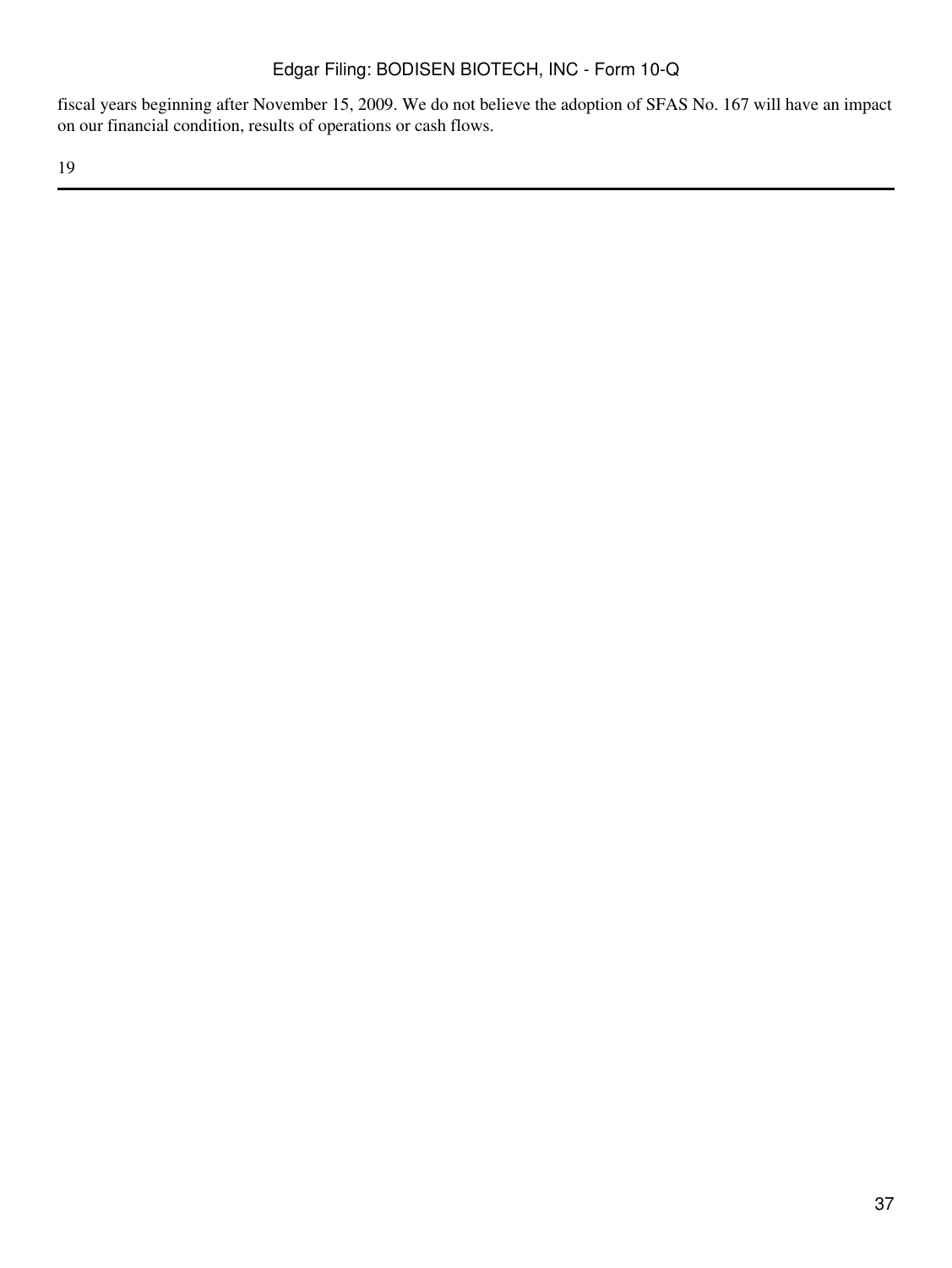fiscal years beginning after November 15, 2009. We do not believe the adoption of SFAS No. 167 will have an impact on our financial condition, results of operations or cash flows.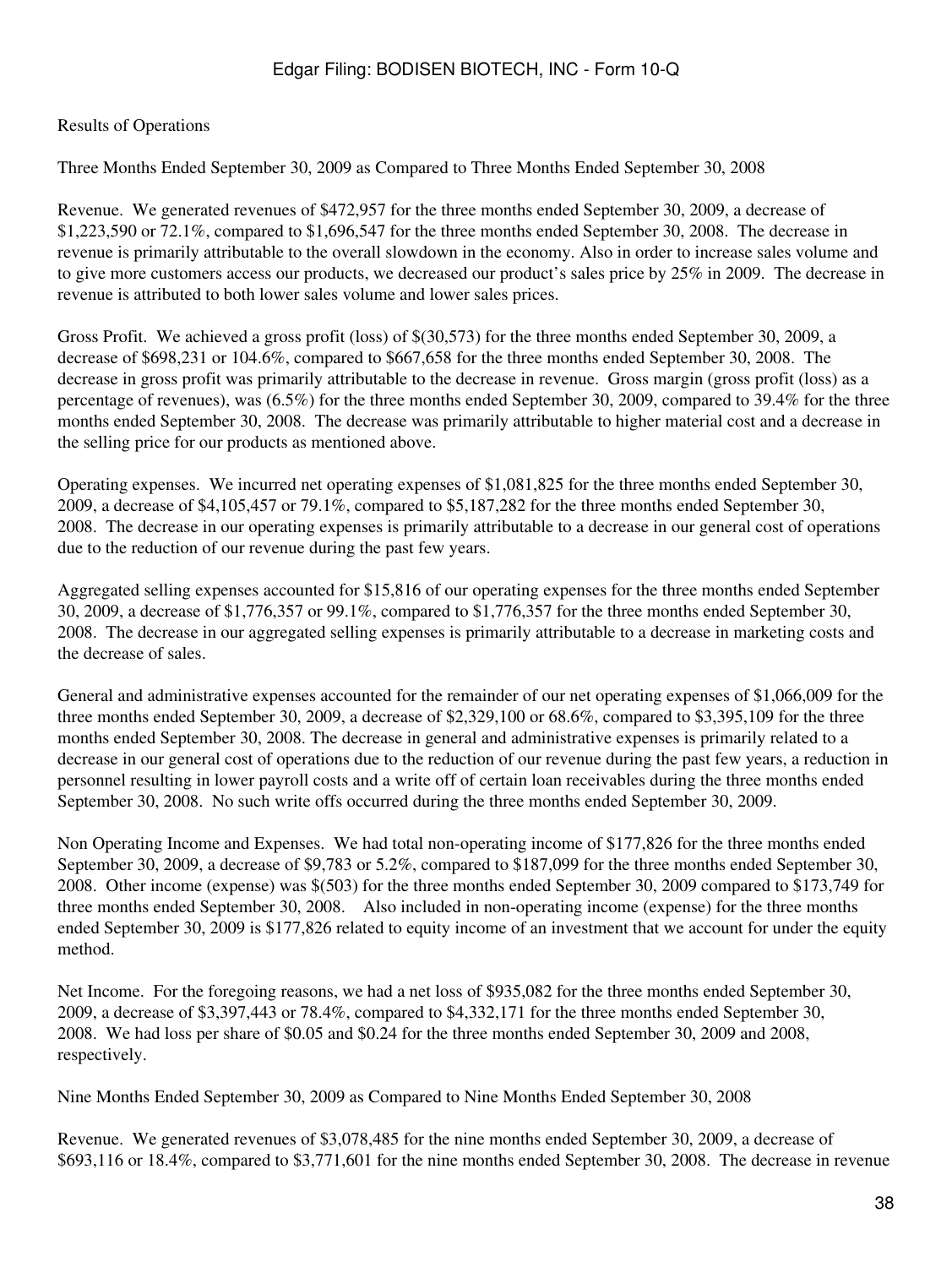Results of Operations

Three Months Ended September 30, 2009 as Compared to Three Months Ended September 30, 2008

Revenue. We generated revenues of $472,957 for the three months ended September 30, 2009, a decrease of $1,223,590 or 72.1%, compared to $1,696,547 for the three months ended September 30, 2008. The decrease in revenue is primarily attributable to the overall slowdown in the economy. Also in order to increase sales volume and to give more customers access our products, we decreased our product's sales price by 25% in 2009. The decrease in revenue is attributed to both lower sales volume and lower sales prices.

Gross Profit. We achieved a gross profit (loss) of $(30,573) for the three months ended September 30, 2009, a decrease of $698,231 or 104.6%, compared to $667,658 for the three months ended September 30, 2008. The decrease in gross profit was primarily attributable to the decrease in revenue. Gross margin (gross profit (loss) as a percentage of revenues), was (6.5%) for the three months ended September 30, 2009, compared to 39.4% for the three months ended September 30, 2008. The decrease was primarily attributable to higher material cost and a decrease in the selling price for our products as mentioned above.

Operating expenses. We incurred net operating expenses of $1,081,825 for the three months ended September 30, 2009, a decrease of $4,105,457 or 79.1%, compared to $5,187,282 for the three months ended September 30, 2008. The decrease in our operating expenses is primarily attributable to a decrease in our general cost of operations due to the reduction of our revenue during the past few years.

Aggregated selling expenses accounted for $15,816 of our operating expenses for the three months ended September 30, 2009, a decrease of $1,776,357 or 99.1%, compared to $1,776,357 for the three months ended September 30, 2008. The decrease in our aggregated selling expenses is primarily attributable to a decrease in marketing costs and the decrease of sales.

General and administrative expenses accounted for the remainder of our net operating expenses of $1,066,009 for the three months ended September 30, 2009, a decrease of $2,329,100 or 68.6%, compared to $3,395,109 for the three months ended September 30, 2008. The decrease in general and administrative expenses is primarily related to a decrease in our general cost of operations due to the reduction of our revenue during the past few years, a reduction in personnel resulting in lower payroll costs and a write off of certain loan receivables during the three months ended September 30, 2008. No such write offs occurred during the three months ended September 30, 2009.

Non Operating Income and Expenses. We had total non-operating income of $177,826 for the three months ended September 30, 2009, a decrease of $9,783 or 5.2%, compared to $187,099 for the three months ended September 30, 2008. Other income (expense) was $(503) for the three months ended September 30, 2009 compared to $173,749 for three months ended September 30, 2008. Also included in non-operating income (expense) for the three months ended September 30, 2009 is $177,826 related to equity income of an investment that we account for under the equity method.

Net Income. For the foregoing reasons, we had a net loss of $935,082 for the three months ended September 30, 2009, a decrease of $3,397,443 or 78.4%, compared to $4,332,171 for the three months ended September 30, 2008. We had loss per share of $0.05 and $0.24 for the three months ended September 30, 2009 and 2008, respectively.

Nine Months Ended September 30, 2009 as Compared to Nine Months Ended September 30, 2008

Revenue. We generated revenues of $3,078,485 for the nine months ended September 30, 2009, a decrease of $693,116 or 18.4%, compared to $3,771,601 for the nine months ended September 30, 2008. The decrease in revenue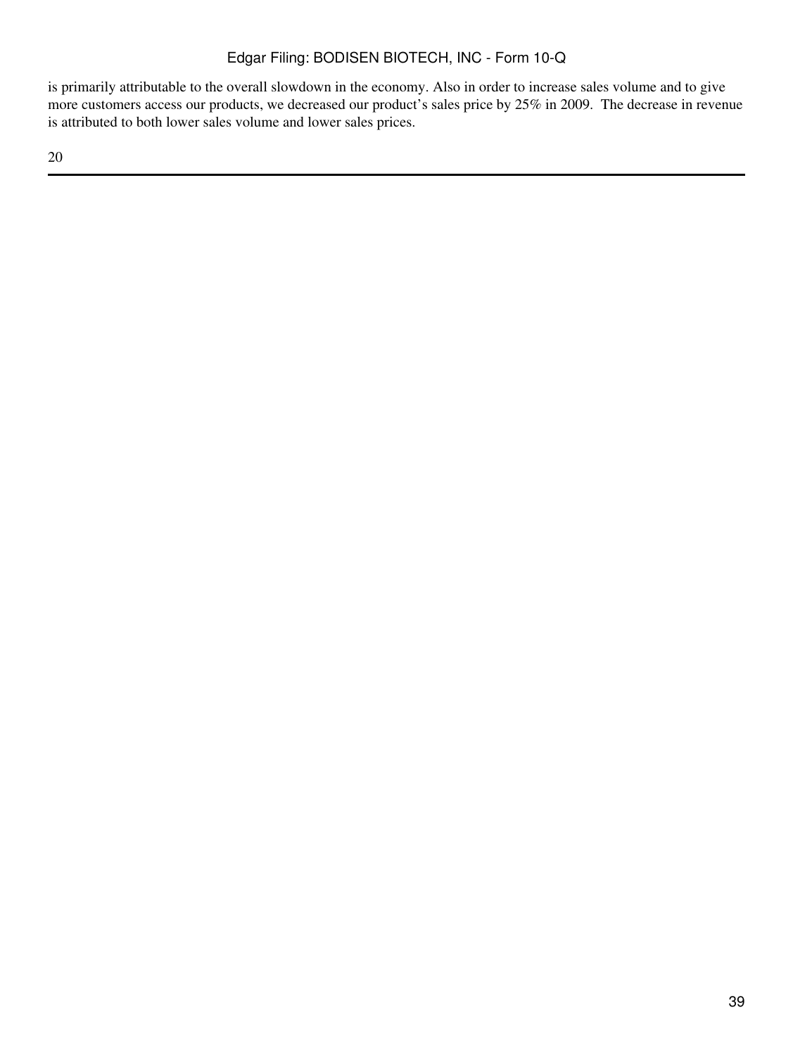is primarily attributable to the overall slowdown in the economy. Also in order to increase sales volume and to give more customers access our products, we decreased our product's sales price by 25% in 2009.  The decrease in revenue is attributed to both lower sales volume and lower sales prices.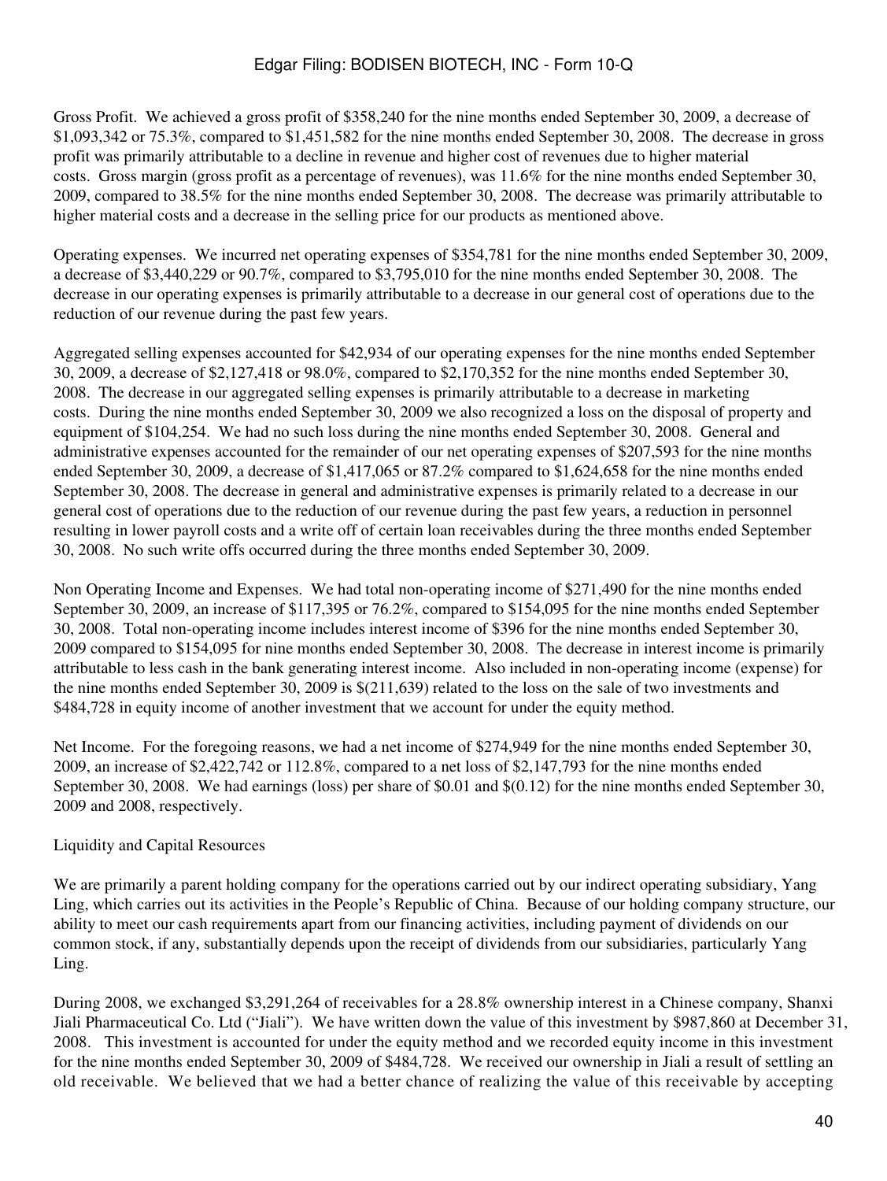Gross Profit. We achieved a gross profit of $358,240 for the nine months ended September 30, 2009, a decrease of $1,093,342 or 75.3%, compared to $1,451,582 for the nine months ended September 30, 2008. The decrease in gross profit was primarily attributable to a decline in revenue and higher cost of revenues due to higher material costs. Gross margin (gross profit as a percentage of revenues), was 11.6% for the nine months ended September 30, 2009, compared to 38.5% for the nine months ended September 30, 2008. The decrease was primarily attributable to higher material costs and a decrease in the selling price for our products as mentioned above.

Operating expenses. We incurred net operating expenses of $354,781 for the nine months ended September 30, 2009, a decrease of $3,440,229 or 90.7%, compared to $3,795,010 for the nine months ended September 30, 2008. The decrease in our operating expenses is primarily attributable to a decrease in our general cost of operations due to the reduction of our revenue during the past few years.

Aggregated selling expenses accounted for $42,934 of our operating expenses for the nine months ended September 30, 2009, a decrease of $2,127,418 or 98.0%, compared to $2,170,352 for the nine months ended September 30, 2008. The decrease in our aggregated selling expenses is primarily attributable to a decrease in marketing costs. During the nine months ended September 30, 2009 we also recognized a loss on the disposal of property and equipment of $104,254. We had no such loss during the nine months ended September 30, 2008. General and administrative expenses accounted for the remainder of our net operating expenses of $207,593 for the nine months ended September 30, 2009, a decrease of $1,417,065 or 87.2% compared to $1,624,658 for the nine months ended September 30, 2008. The decrease in general and administrative expenses is primarily related to a decrease in our general cost of operations due to the reduction of our revenue during the past few years, a reduction in personnel resulting in lower payroll costs and a write off of certain loan receivables during the three months ended September 30, 2008. No such write offs occurred during the three months ended September 30, 2009.

Non Operating Income and Expenses. We had total non-operating income of $271,490 for the nine months ended September 30, 2009, an increase of $117,395 or 76.2%, compared to $154,095 for the nine months ended September 30, 2008. Total non-operating income includes interest income of $396 for the nine months ended September 30, 2009 compared to $154,095 for nine months ended September 30, 2008. The decrease in interest income is primarily attributable to less cash in the bank generating interest income. Also included in non-operating income (expense) for the nine months ended September 30, 2009 is $(211,639) related to the loss on the sale of two investments and $484,728 in equity income of another investment that we account for under the equity method.

Net Income. For the foregoing reasons, we had a net income of $274,949 for the nine months ended September 30, 2009, an increase of $2,422,742 or 112.8%, compared to a net loss of $2,147,793 for the nine months ended September 30, 2008. We had earnings (loss) per share of $0.01 and $(0.12) for the nine months ended September 30, 2009 and 2008, respectively.

Liquidity and Capital Resources

We are primarily a parent holding company for the operations carried out by our indirect operating subsidiary, Yang Ling, which carries out its activities in the People's Republic of China. Because of our holding company structure, our ability to meet our cash requirements apart from our financing activities, including payment of dividends on our common stock, if any, substantially depends upon the receipt of dividends from our subsidiaries, particularly Yang Ling.

During 2008, we exchanged $3,291,264 of receivables for a 28.8% ownership interest in a Chinese company, Shanxi Jiali Pharmaceutical Co. Ltd ("Jiali"). We have written down the value of this investment by $987,860 at December 31, 2008. This investment is accounted for under the equity method and we recorded equity income in this investment for the nine months ended September 30, 2009 of $484,728. We received our ownership in Jiali a result of settling an old receivable. We believed that we had a better chance of realizing the value of this receivable by accepting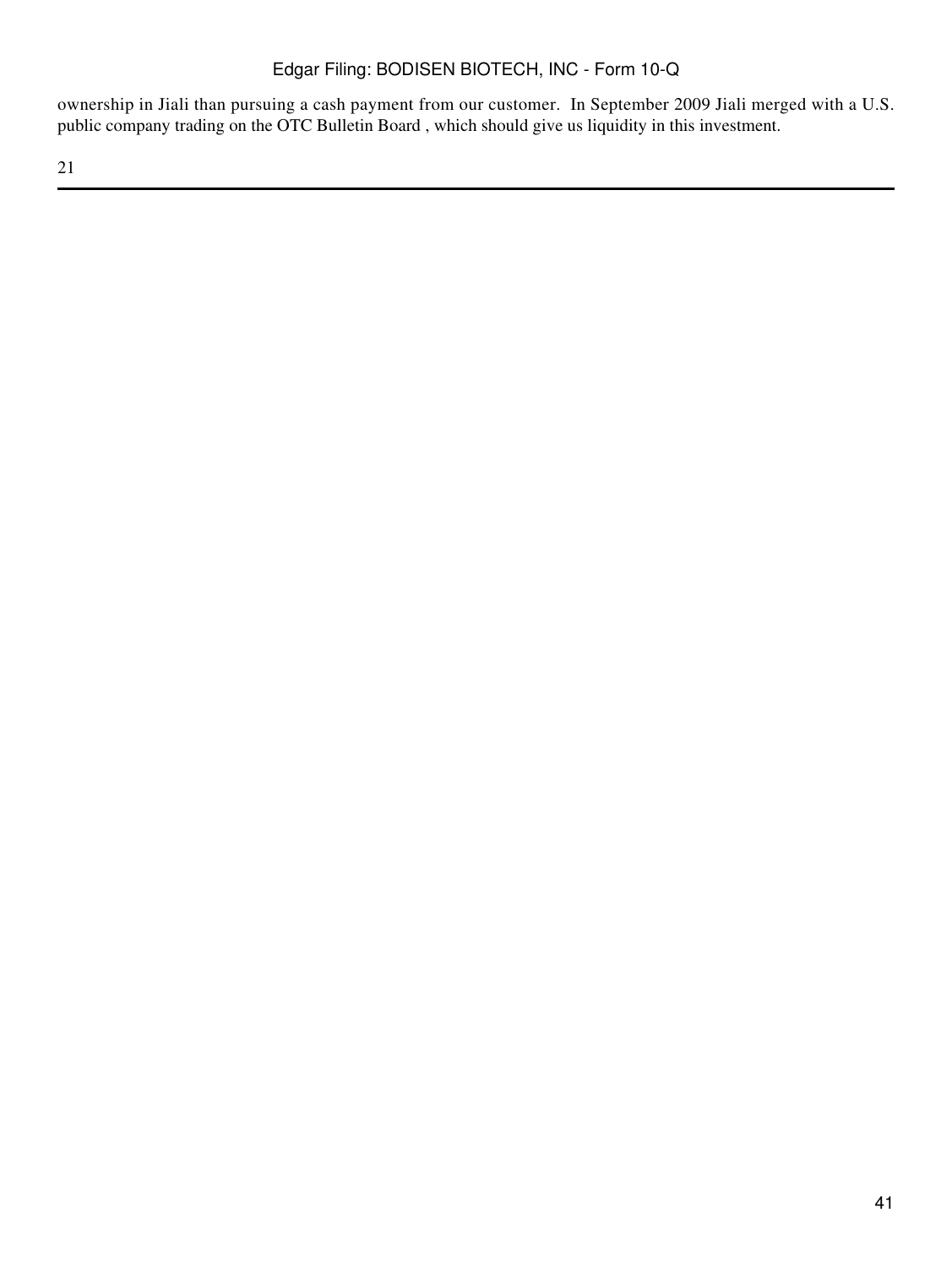ownership in Jiali than pursuing a cash payment from our customer. In September 2009 Jiali merged with a U.S. public company trading on the OTC Bulletin Board , which should give us liquidity in this investment.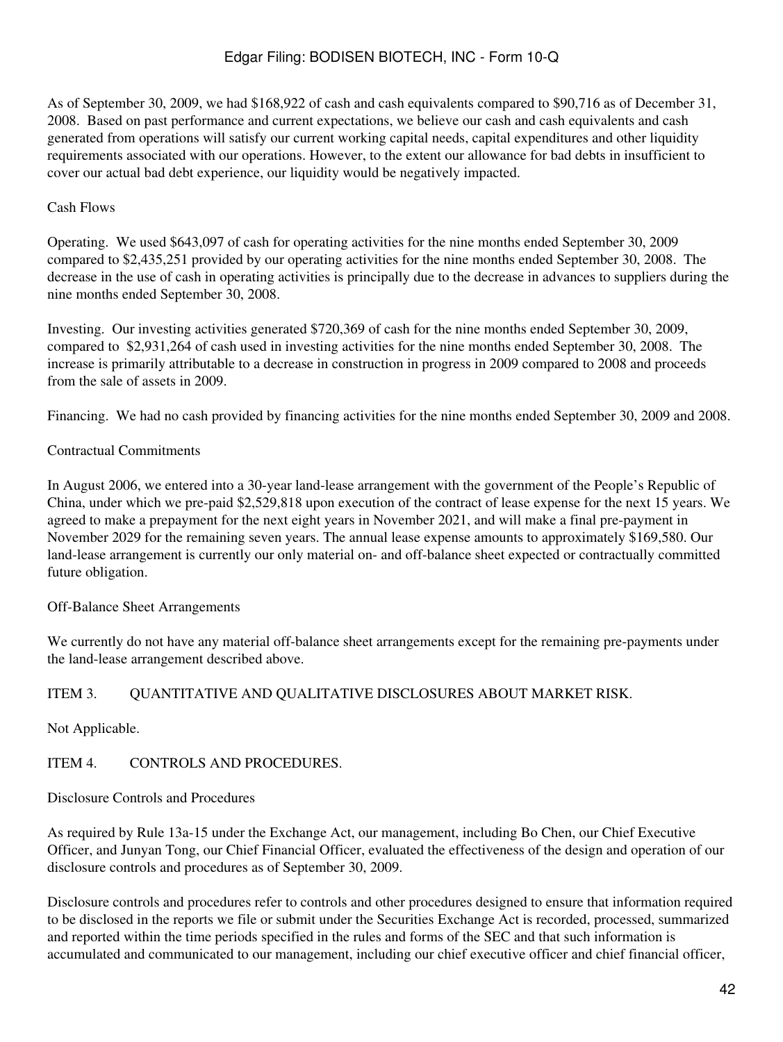As of September 30, 2009, we had $168,922 of cash and cash equivalents compared to $90,716 as of December 31, 2008. Based on past performance and current expectations, we believe our cash and cash equivalents and cash generated from operations will satisfy our current working capital needs, capital expenditures and other liquidity requirements associated with our operations. However, to the extent our allowance for bad debts in insufficient to cover our actual bad debt experience, our liquidity would be negatively impacted.

Cash Flows

Operating. We used $643,097 of cash for operating activities for the nine months ended September 30, 2009 compared to $2,435,251 provided by our operating activities for the nine months ended September 30, 2008. The decrease in the use of cash in operating activities is principally due to the decrease in advances to suppliers during the nine months ended September 30, 2008.

Investing. Our investing activities generated $720,369 of cash for the nine months ended September 30, 2009, compared to $2,931,264 of cash used in investing activities for the nine months ended September 30, 2008. The increase is primarily attributable to a decrease in construction in progress in 2009 compared to 2008 and proceeds from the sale of assets in 2009.

Financing. We had no cash provided by financing activities for the nine months ended September 30, 2009 and 2008.

Contractual Commitments

In August 2006, we entered into a 30-year land-lease arrangement with the government of the People's Republic of China, under which we pre-paid $2,529,818 upon execution of the contract of lease expense for the next 15 years. We agreed to make a prepayment for the next eight years in November 2021, and will make a final pre-payment in November 2029 for the remaining seven years. The annual lease expense amounts to approximately $169,580. Our land-lease arrangement is currently our only material on- and off-balance sheet expected or contractually committed future obligation.

Off-Balance Sheet Arrangements

We currently do not have any material off-balance sheet arrangements except for the remaining pre-payments under the land-lease arrangement described above.

## ITEM 3. QUANTITATIVE AND QUALITATIVE DISCLOSURES ABOUT MARKET RISK.

Not Applicable.

## ITEM 4. CONTROLS AND PROCEDURES.

Disclosure Controls and Procedures

As required by Rule 13a-15 under the Exchange Act, our management, including Bo Chen, our Chief Executive Officer, and Junyan Tong, our Chief Financial Officer, evaluated the effectiveness of the design and operation of our disclosure controls and procedures as of September 30, 2009.

Disclosure controls and procedures refer to controls and other procedures designed to ensure that information required to be disclosed in the reports we file or submit under the Securities Exchange Act is recorded, processed, summarized and reported within the time periods specified in the rules and forms of the SEC and that such information is accumulated and communicated to our management, including our chief executive officer and chief financial officer,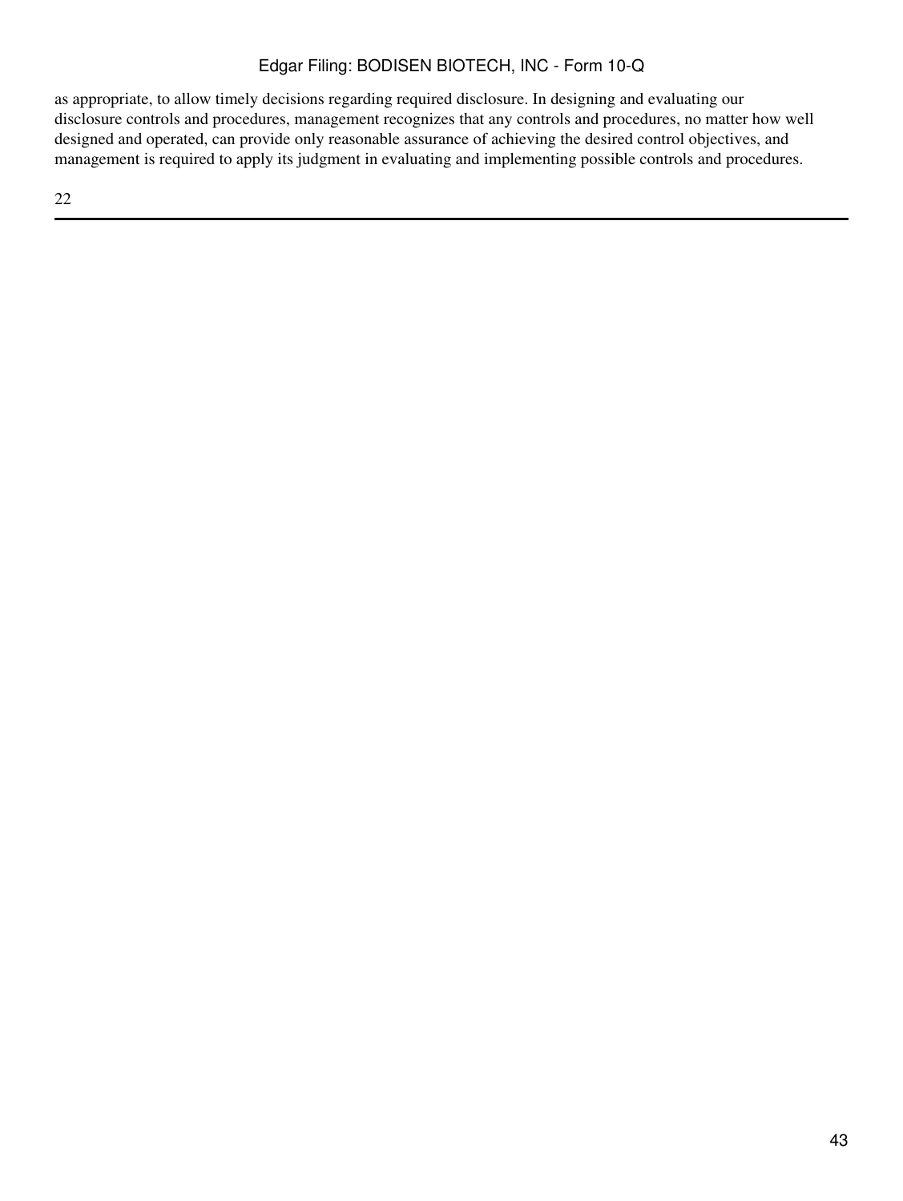as appropriate, to allow timely decisions regarding required disclosure. In designing and evaluating our disclosure controls and procedures, management recognizes that any controls and procedures, no matter how well designed and operated, can provide only reasonable assurance of achieving the desired control objectives, and management is required to apply its judgment in evaluating and implementing possible controls and procedures.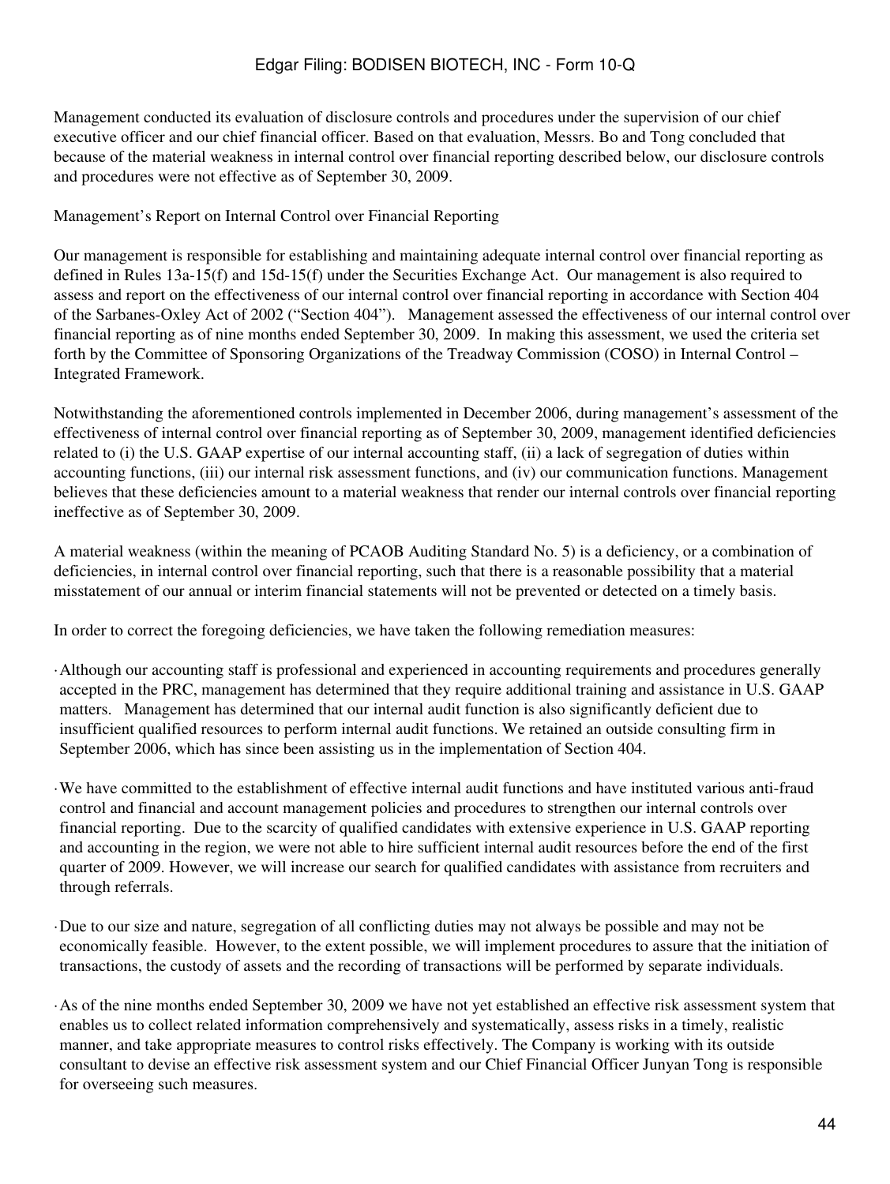Management conducted its evaluation of disclosure controls and procedures under the supervision of our chief executive officer and our chief financial officer. Based on that evaluation, Messrs. Bo and Tong concluded that because of the material weakness in internal control over financial reporting described below, our disclosure controls and procedures were not effective as of September 30, 2009.

Management's Report on Internal Control over Financial Reporting

Our management is responsible for establishing and maintaining adequate internal control over financial reporting as defined in Rules 13a-15(f) and 15d-15(f) under the Securities Exchange Act. Our management is also required to assess and report on the effectiveness of our internal control over financial reporting in accordance with Section 404 of the Sarbanes-Oxley Act of 2002 ("Section 404"). Management assessed the effectiveness of our internal control over financial reporting as of nine months ended September 30, 2009. In making this assessment, we used the criteria set forth by the Committee of Sponsoring Organizations of the Treadway Commission (COSO) in Internal Control – Integrated Framework.

Notwithstanding the aforementioned controls implemented in December 2006, during management's assessment of the effectiveness of internal control over financial reporting as of September 30, 2009, management identified deficiencies related to (i) the U.S. GAAP expertise of our internal accounting staff, (ii) a lack of segregation of duties within accounting functions, (iii) our internal risk assessment functions, and (iv) our communication functions. Management believes that these deficiencies amount to a material weakness that render our internal controls over financial reporting ineffective as of September 30, 2009.

A material weakness (within the meaning of PCAOB Auditing Standard No. 5) is a deficiency, or a combination of deficiencies, in internal control over financial reporting, such that there is a reasonable possibility that a material misstatement of our annual or interim financial statements will not be prevented or detected on a timely basis.

In order to correct the foregoing deficiencies, we have taken the following remediation measures:

- Although our accounting staff is professional and experienced in accounting requirements and procedures generally accepted in the PRC, management has determined that they require additional training and assistance in U.S. GAAP matters. Management has determined that our internal audit function is also significantly deficient due to insufficient qualified resources to perform internal audit functions. We retained an outside consulting firm in September 2006, which has since been assisting us in the implementation of Section 404.

- We have committed to the establishment of effective internal audit functions and have instituted various anti-fraud control and financial and account management policies and procedures to strengthen our internal controls over financial reporting. Due to the scarcity of qualified candidates with extensive experience in U.S. GAAP reporting and accounting in the region, we were not able to hire sufficient internal audit resources before the end of the first quarter of 2009. However, we will increase our search for qualified candidates with assistance from recruiters and through referrals.

- Due to our size and nature, segregation of all conflicting duties may not always be possible and may not be economically feasible. However, to the extent possible, we will implement procedures to assure that the initiation of transactions, the custody of assets and the recording of transactions will be performed by separate individuals.

- As of the nine months ended September 30, 2009 we have not yet established an effective risk assessment system that enables us to collect related information comprehensively and systematically, assess risks in a timely, realistic manner, and take appropriate measures to control risks effectively. The Company is working with its outside consultant to devise an effective risk assessment system and our Chief Financial Officer Junyan Tong is responsible for overseeing such measures.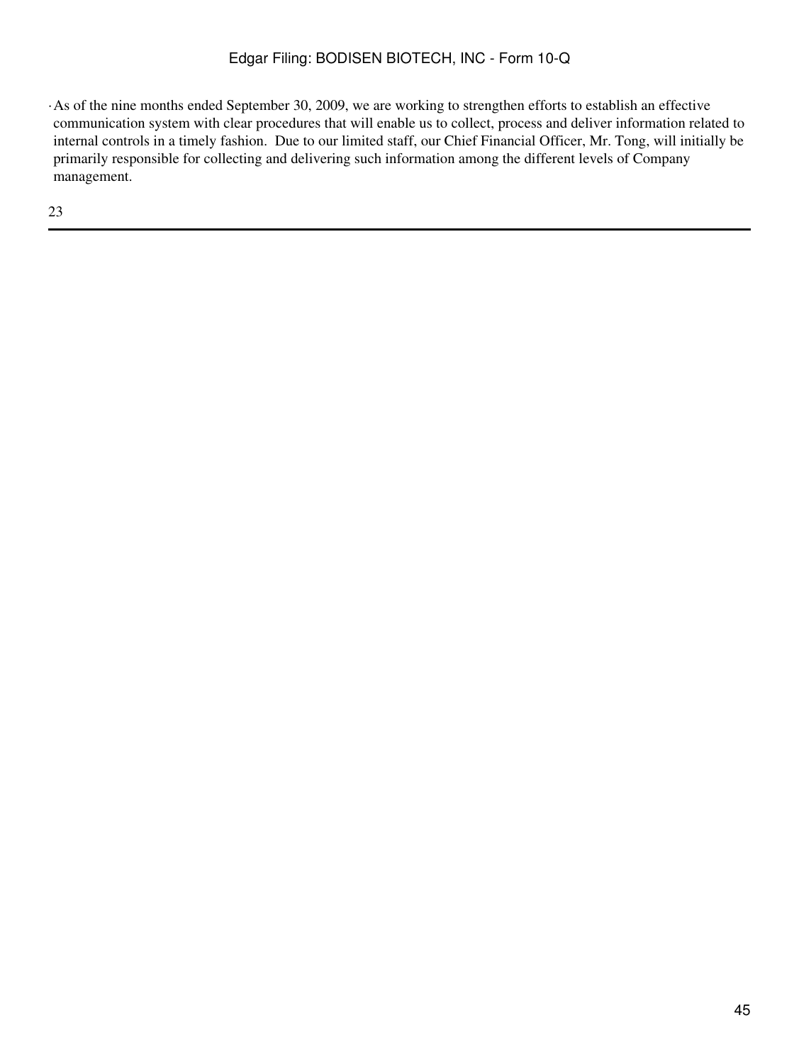- As of the nine months ended September 30, 2009, we are working to strengthen efforts to establish an effective communication system with clear procedures that will enable us to collect, process and deliver information related to internal controls in a timely fashion. Due to our limited staff, our Chief Financial Officer, Mr. Tong, will initially be primarily responsible for collecting and delivering such information among the different levels of Company management.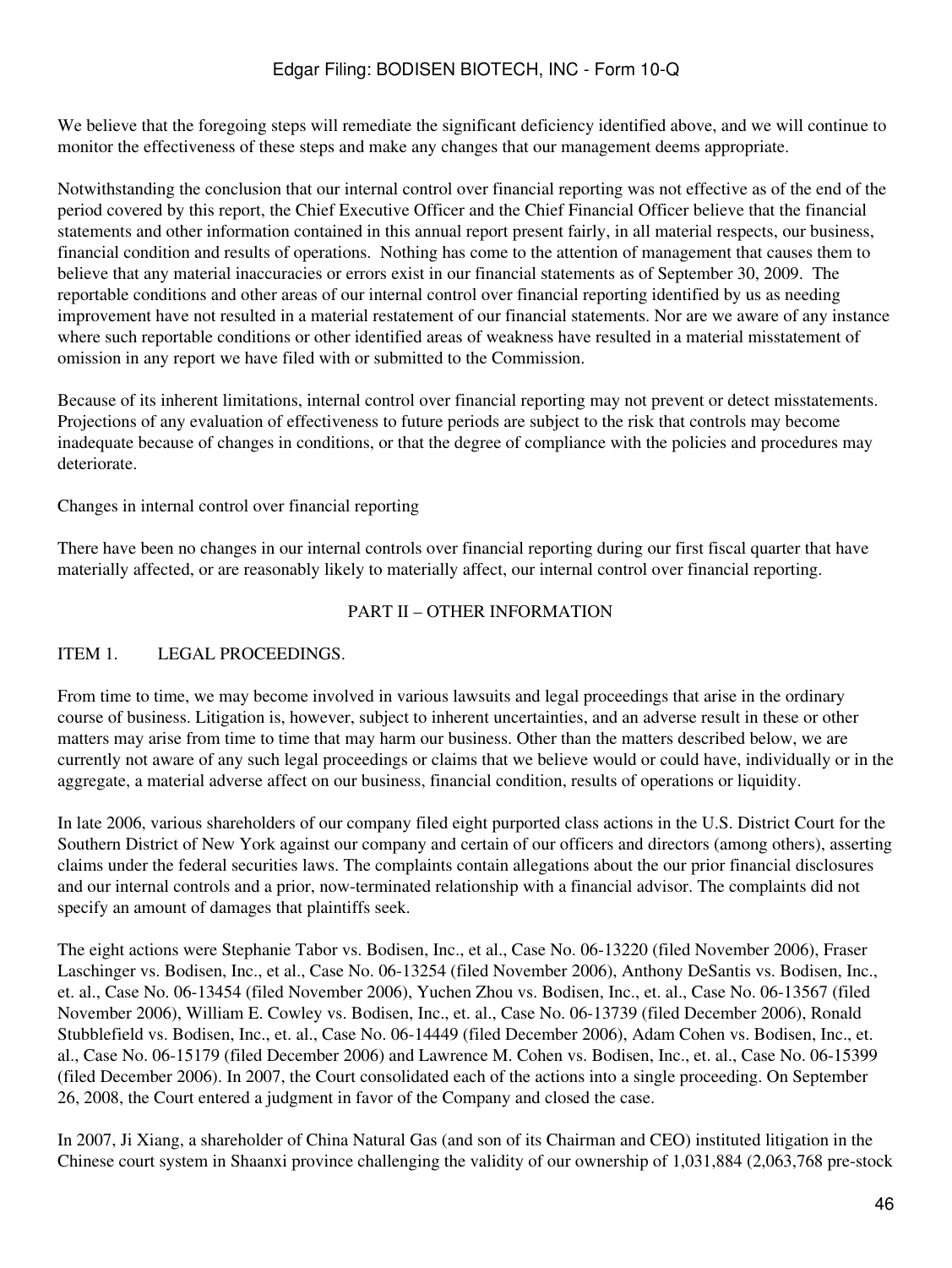We believe that the foregoing steps will remediate the significant deficiency identified above, and we will continue to monitor the effectiveness of these steps and make any changes that our management deems appropriate.

Notwithstanding the conclusion that our internal control over financial reporting was not effective as of the end of the period covered by this report, the Chief Executive Officer and the Chief Financial Officer believe that the financial statements and other information contained in this annual report present fairly, in all material respects, our business, financial condition and results of operations. Nothing has come to the attention of management that causes them to believe that any material inaccuracies or errors exist in our financial statements as of September 30, 2009. The reportable conditions and other areas of our internal control over financial reporting identified by us as needing improvement have not resulted in a material restatement of our financial statements. Nor are we aware of any instance where such reportable conditions or other identified areas of weakness have resulted in a material misstatement of omission in any report we have filed with or submitted to the Commission.

Because of its inherent limitations, internal control over financial reporting may not prevent or detect misstatements. Projections of any evaluation of effectiveness to future periods are subject to the risk that controls may become inadequate because of changes in conditions, or that the degree of compliance with the policies and procedures may deteriorate.

Changes in internal control over financial reporting

There have been no changes in our internal controls over financial reporting during our first fiscal quarter that have materially affected, or are reasonably likely to materially affect, our internal control over financial reporting.

## PART II – OTHER INFORMATION

### ITEM 1. LEGAL PROCEEDINGS.

From time to time, we may become involved in various lawsuits and legal proceedings that arise in the ordinary course of business. Litigation is, however, subject to inherent uncertainties, and an adverse result in these or other matters may arise from time to time that may harm our business. Other than the matters described below, we are currently not aware of any such legal proceedings or claims that we believe would or could have, individually or in the aggregate, a material adverse affect on our business, financial condition, results of operations or liquidity.

In late 2006, various shareholders of our company filed eight purported class actions in the U.S. District Court for the Southern District of New York against our company and certain of our officers and directors (among others), asserting claims under the federal securities laws. The complaints contain allegations about the our prior financial disclosures and our internal controls and a prior, now-terminated relationship with a financial advisor. The complaints did not specify an amount of damages that plaintiffs seek.

The eight actions were Stephanie Tabor vs. Bodisen, Inc., et al., Case No. 06-13220 (filed November 2006), Fraser Laschinger vs. Bodisen, Inc., et al., Case No. 06-13254 (filed November 2006), Anthony DeSantis vs. Bodisen, Inc., et. al., Case No. 06-13454 (filed November 2006), Yuchen Zhou vs. Bodisen, Inc., et. al., Case No. 06-13567 (filed November 2006), William E. Cowley vs. Bodisen, Inc., et. al., Case No. 06-13739 (filed December 2006), Ronald Stubblefield vs. Bodisen, Inc., et. al., Case No. 06-14449 (filed December 2006), Adam Cohen vs. Bodisen, Inc., et. al., Case No. 06-15179 (filed December 2006) and Lawrence M. Cohen vs. Bodisen, Inc., et. al., Case No. 06-15399 (filed December 2006). In 2007, the Court consolidated each of the actions into a single proceeding. On September 26, 2008, the Court entered a judgment in favor of the Company and closed the case.

In 2007, Ji Xiang, a shareholder of China Natural Gas (and son of its Chairman and CEO) instituted litigation in the Chinese court system in Shaanxi province challenging the validity of our ownership of 1,031,884 (2,063,768 pre-stock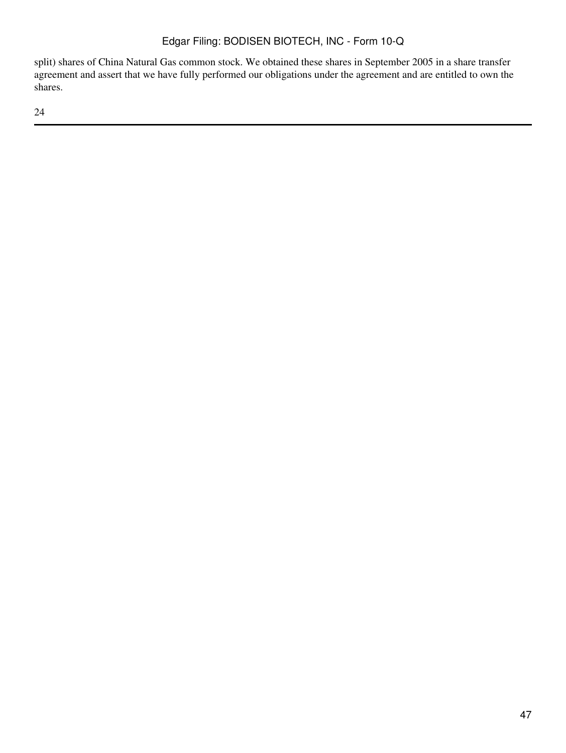split) shares of China Natural Gas common stock. We obtained these shares in September 2005 in a share transfer agreement and assert that we have fully performed our obligations under the agreement and are entitled to own the shares.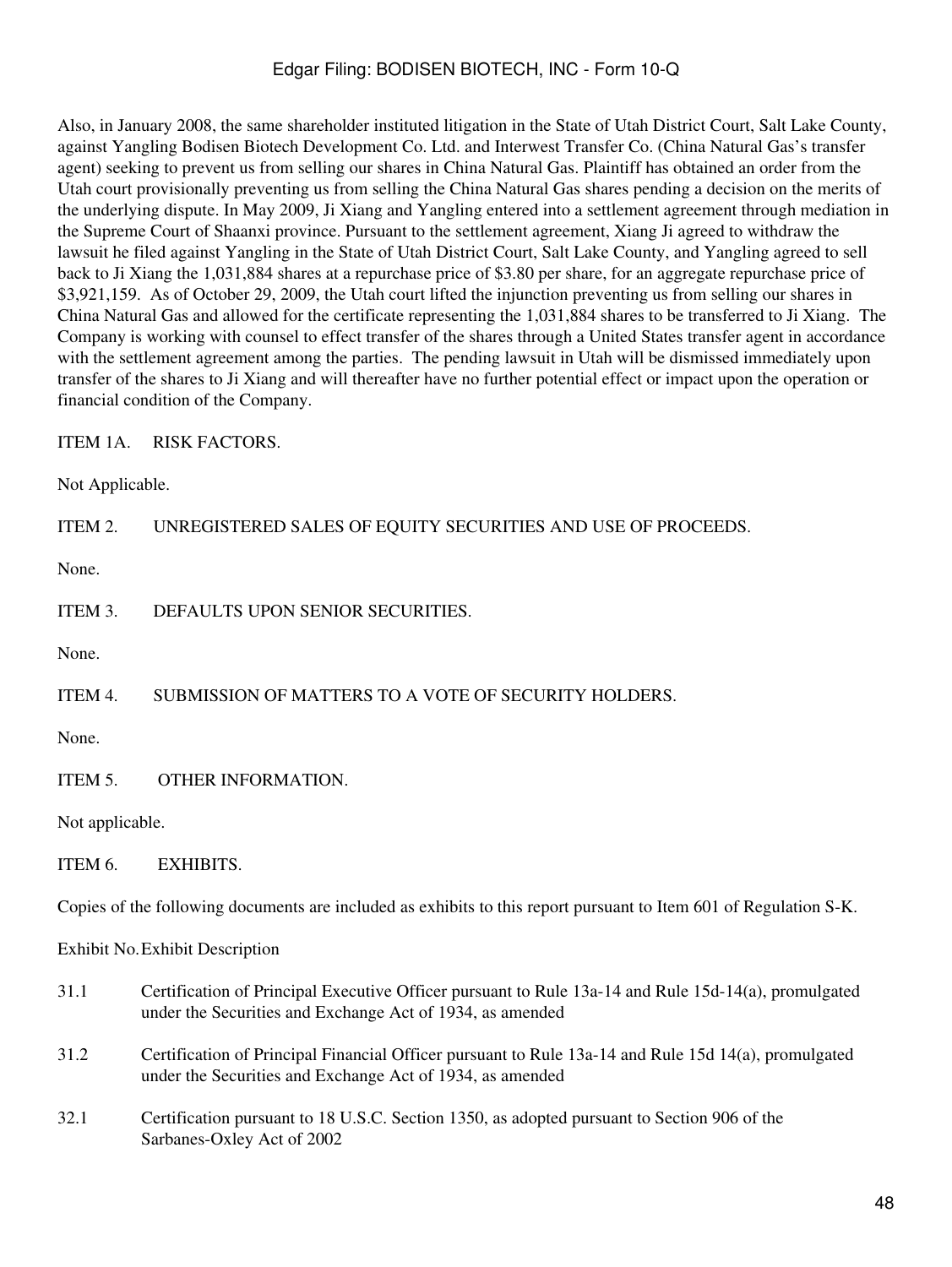Also, in January 2008, the same shareholder instituted litigation in the State of Utah District Court, Salt Lake County, against Yangling Bodisen Biotech Development Co. Ltd. and Interwest Transfer Co. (China Natural Gas's transfer agent) seeking to prevent us from selling our shares in China Natural Gas. Plaintiff has obtained an order from the Utah court provisionally preventing us from selling the China Natural Gas shares pending a decision on the merits of the underlying dispute. In May 2009, Ji Xiang and Yangling entered into a settlement agreement through mediation in the Supreme Court of Shaanxi province. Pursuant to the settlement agreement, Xiang Ji agreed to withdraw the lawsuit he filed against Yangling in the State of Utah District Court, Salt Lake County, and Yangling agreed to sell back to Ji Xiang the 1,031,884 shares at a repurchase price of $3.80 per share, for an aggregate repurchase price of $3,921,159. As of October 29, 2009, the Utah court lifted the injunction preventing us from selling our shares in China Natural Gas and allowed for the certificate representing the 1,031,884 shares to be transferred to Ji Xiang. The Company is working with counsel to effect transfer of the shares through a United States transfer agent in accordance with the settlement agreement among the parties. The pending lawsuit in Utah will be dismissed immediately upon transfer of the shares to Ji Xiang and will thereafter have no further potential effect or impact upon the operation or financial condition of the Company.

ITEM 1A. RISK FACTORS.

Not Applicable.

ITEM 2. UNREGISTERED SALES OF EQUITY SECURITIES AND USE OF PROCEEDS.

None.

ITEM 3. DEFAULTS UPON SENIOR SECURITIES.

None.

ITEM 4. SUBMISSION OF MATTERS TO A VOTE OF SECURITY HOLDERS.

None.

ITEM 5. OTHER INFORMATION.

Not applicable.

ITEM 6. EXHIBITS.

Copies of the following documents are included as exhibits to this report pursuant to Item 601 of Regulation S-K.

| Exhibit No. | Exhibit Description |
|---|---|
| 31.1 | Certification of Principal Executive Officer pursuant to Rule 13a-14 and Rule 15d-14(a), promulgated under the Securities and Exchange Act of 1934, as amended |
| 31.2 | Certification of Principal Financial Officer pursuant to Rule 13a-14 and Rule 15d 14(a), promulgated under the Securities and Exchange Act of 1934, as amended |
| 32.1 | Certification pursuant to 18 U.S.C. Section 1350, as adopted pursuant to Section 906 of the Sarbanes-Oxley Act of 2002 |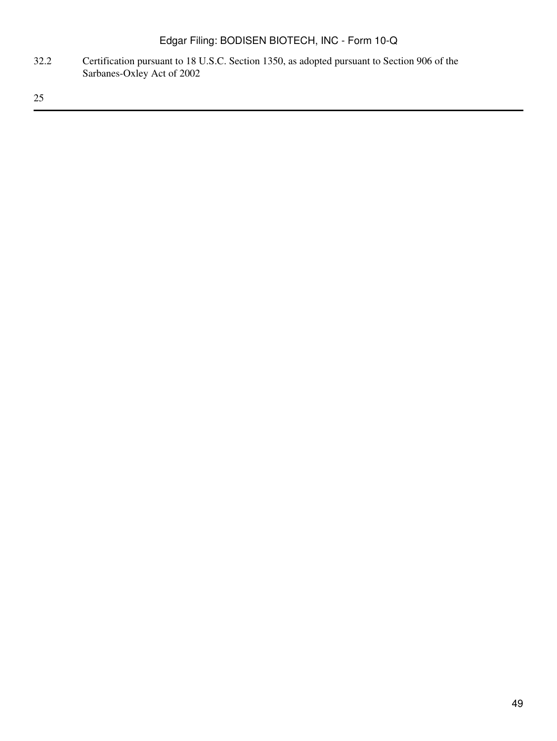| | |
|---|---|
| 32.2 | Certification pursuant to 18 U.S.C. Section 1350, as adopted pursuant to Section 906 of the Sarbanes-Oxley Act of 2002 |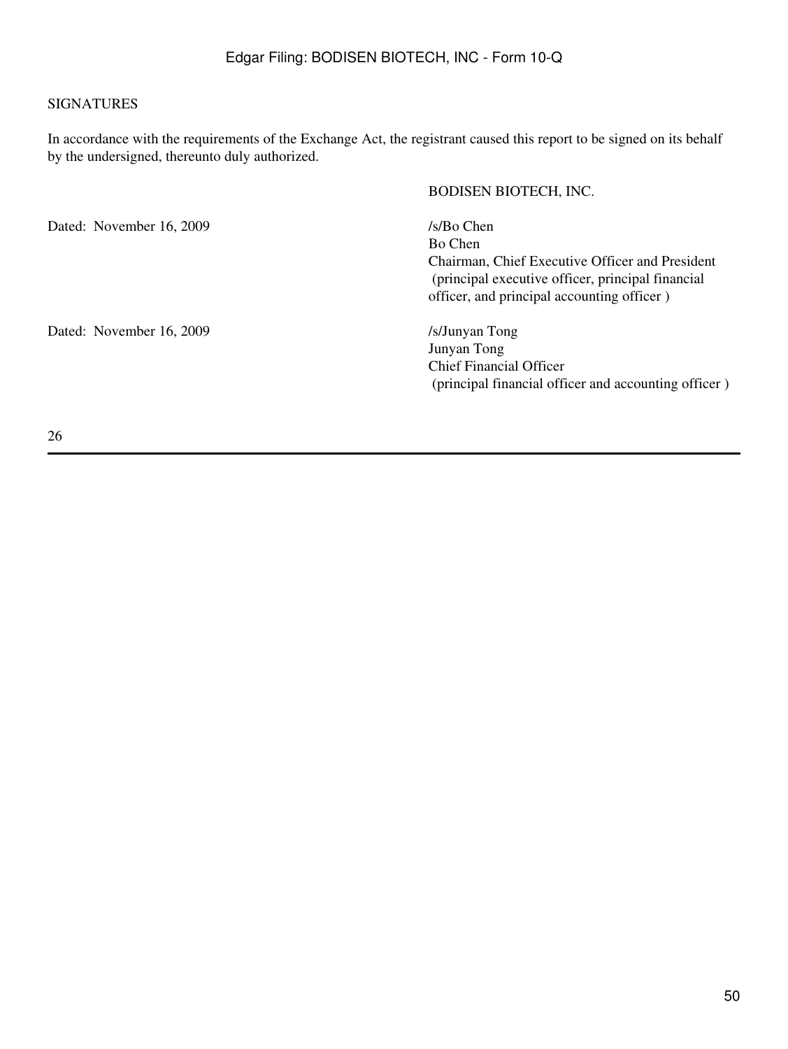SIGNATURES

In accordance with the requirements of the Exchange Act, the registrant caused this report to be signed on its behalf by the undersigned, thereunto duly authorized.

| | |
|---|---|
| | BODISEN BIOTECH, INC. |
| Dated: November 16, 2009 | /s/Bo Chen<br>Bo Chen<br>Chairman, Chief Executive Officer and President<br>(principal executive officer, principal financial officer, and principal accounting officer ) |
| Dated: November 16, 2009 | /s/Junyan Tong<br>Junyan Tong<br>Chief Financial Officer<br>(principal financial officer and accounting officer ) |